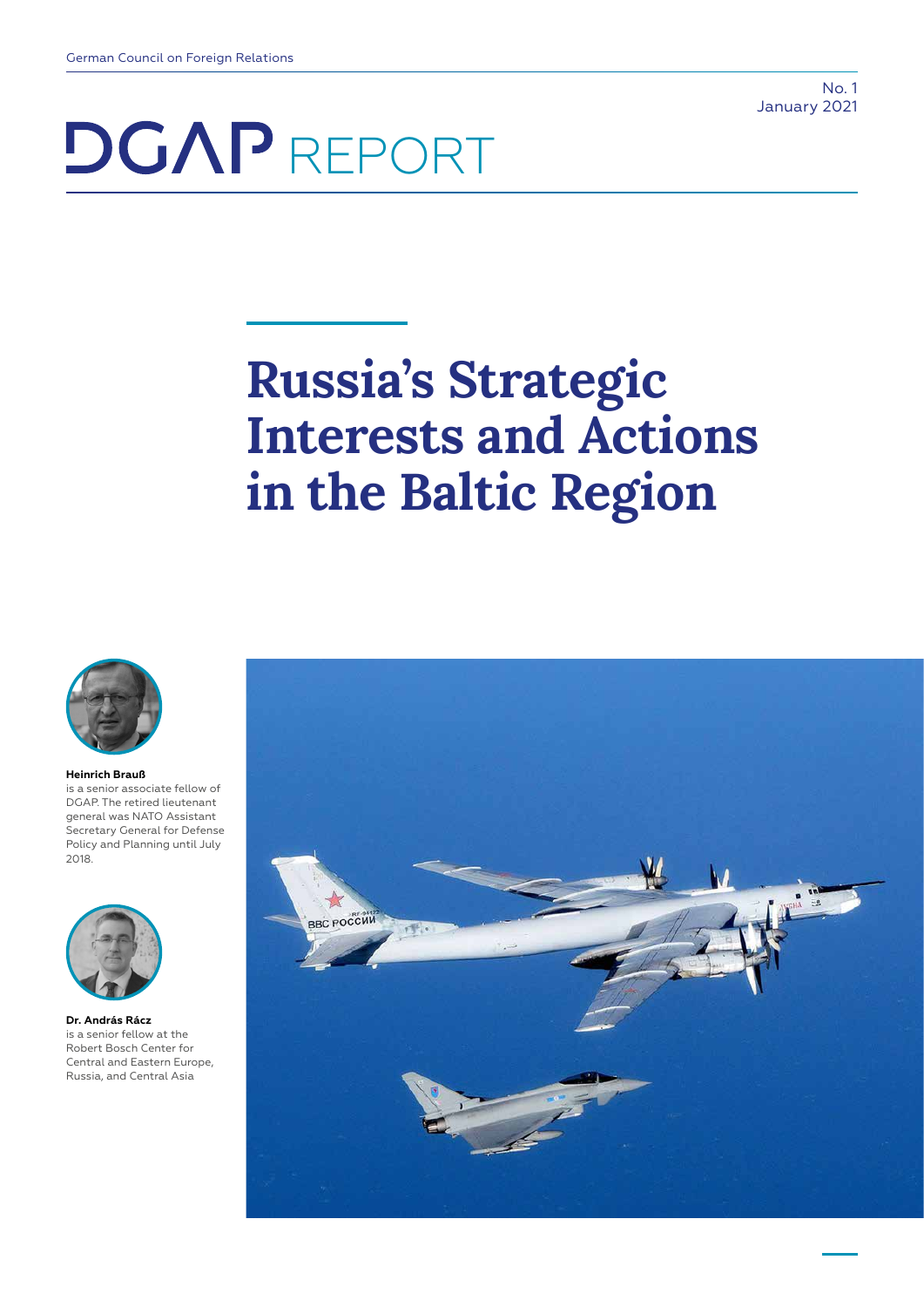German Council on Foreign Relations

No. 1
January 2021

# DGAP REPORT

# Russia's Strategic Interests and Actions in the Baltic Region

**Heinrich Brauß**
is a senior associate fellow of DGAP. The retired lieutenant general was NATO Assistant Secretary General for Defense Policy and Planning until July 2018.

**Dr. András Rácz**
is a senior fellow at the Robert Bosch Center for Central and Eastern Europe, Russia, and Central Asia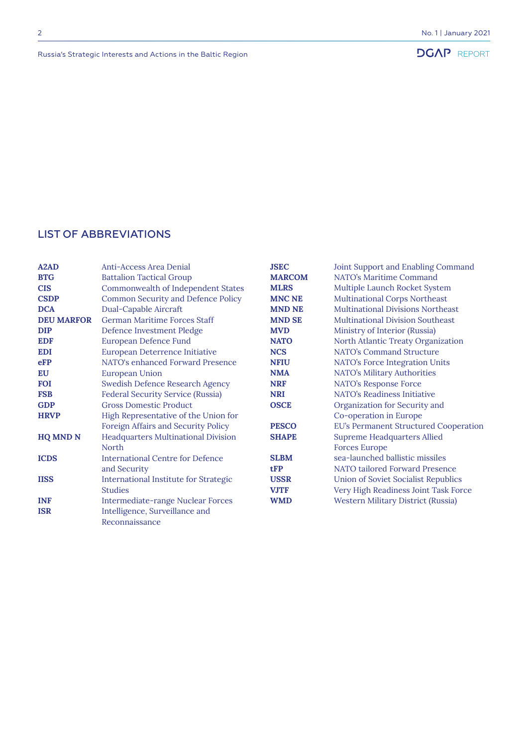## LIST OF ABBREVIATIONS

| | |
|---|---|
| **A2AD** | Anti-Access Area Denial |
| **BTG** | Battalion Tactical Group |
| **CIS** | Commonwealth of Independent States |
| **CSDP** | Common Security and Defence Policy |
| **DCA** | Dual-Capable Aircraft |
| **DEU MARFOR** | German Maritime Forces Staff |
| **DIP** | Defence Investment Pledge |
| **EDF** | European Defence Fund |
| **EDI** | European Deterrence Initiative |
| **eFP** | NATO's enhanced Forward Presence |
| **EU** | European Union |
| **FOI** | Swedish Defence Research Agency |
| **FSB** | Federal Security Service (Russia) |
| **GDP** | Gross Domestic Product |
| **HRVP** | High Representative of the Union for Foreign Affairs and Security Policy |
| **HQ MND N** | Headquarters Multinational Division North |
| **ICDS** | International Centre for Defence and Security |
| **IISS** | International Institute for Strategic Studies |
| **INF** | Intermediate-range Nuclear Forces |
| **ISR** | Intelligence, Surveillance and Reconnaissance |
| **JSEC** | Joint Support and Enabling Command |
| **MARCOM** | NATO's Maritime Command |
| **MLRS** | Multiple Launch Rocket System |
| **MNC NE** | Multinational Corps Northeast |
| **MND NE** | Multinational Divisions Northeast |
| **MND SE** | Multinational Division Southeast |
| **MVD** | Ministry of Interior (Russia) |
| **NATO** | North Atlantic Treaty Organization |
| **NCS** | NATO's Command Structure |
| **NFIU** | NATO's Force Integration Units |
| **NMA** | NATO's Military Authorities |
| **NRF** | NATO's Response Force |
| **NRI** | NATO's Readiness Initiative |
| **OSCE** | Organization for Security and Co-operation in Europe |
| **PESCO** | EU's Permanent Structured Cooperation |
| **SHAPE** | Supreme Headquarters Allied Forces Europe |
| **SLBM** | sea-launched ballistic missiles |
| **tFP** | NATO tailored Forward Presence |
| **USSR** | Union of Soviet Socialist Republics |
| **VJTF** | Very High Readiness Joint Task Force |
| **WMD** | Western Military District (Russia) |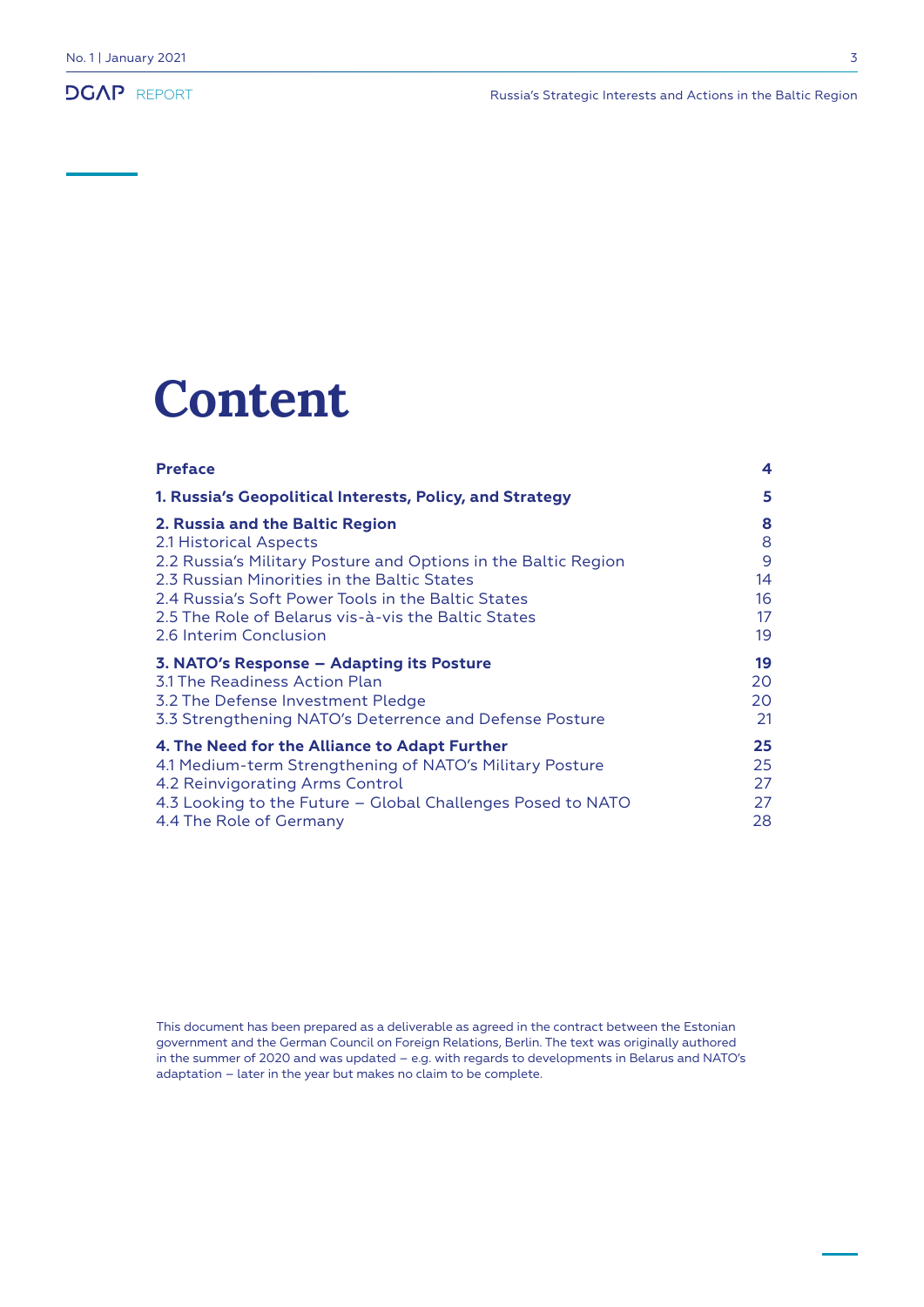# Content

| | |
|---|---|
| **Preface** | **4** |
| **1. Russia's Geopolitical Interests, Policy, and Strategy** | **5** |
| **2. Russia and the Baltic Region** | **8** |
| 2.1 Historical Aspects | 8 |
| 2.2 Russia's Military Posture and Options in the Baltic Region | 9 |
| 2.3 Russian Minorities in the Baltic States | 14 |
| 2.4 Russia's Soft Power Tools in the Baltic States | 16 |
| 2.5 The Role of Belarus vis-à-vis the Baltic States | 17 |
| 2.6 Interim Conclusion | 19 |
| **3. NATO's Response – Adapting its Posture** | **19** |
| 3.1 The Readiness Action Plan | 20 |
| 3.2 The Defense Investment Pledge | 20 |
| 3.3 Strengthening NATO's Deterrence and Defense Posture | 21 |
| **4. The Need for the Alliance to Adapt Further** | **25** |
| 4.1 Medium-term Strengthening of NATO's Military Posture | 25 |
| 4.2 Reinvigorating Arms Control | 27 |
| 4.3 Looking to the Future – Global Challenges Posed to NATO | 27 |
| 4.4 The Role of Germany | 28 |

This document has been prepared as a deliverable as agreed in the contract between the Estonian government and the German Council on Foreign Relations, Berlin. The text was originally authored in the summer of 2020 and was updated – e.g. with regards to developments in Belarus and NATO's adaptation – later in the year but makes no claim to be complete.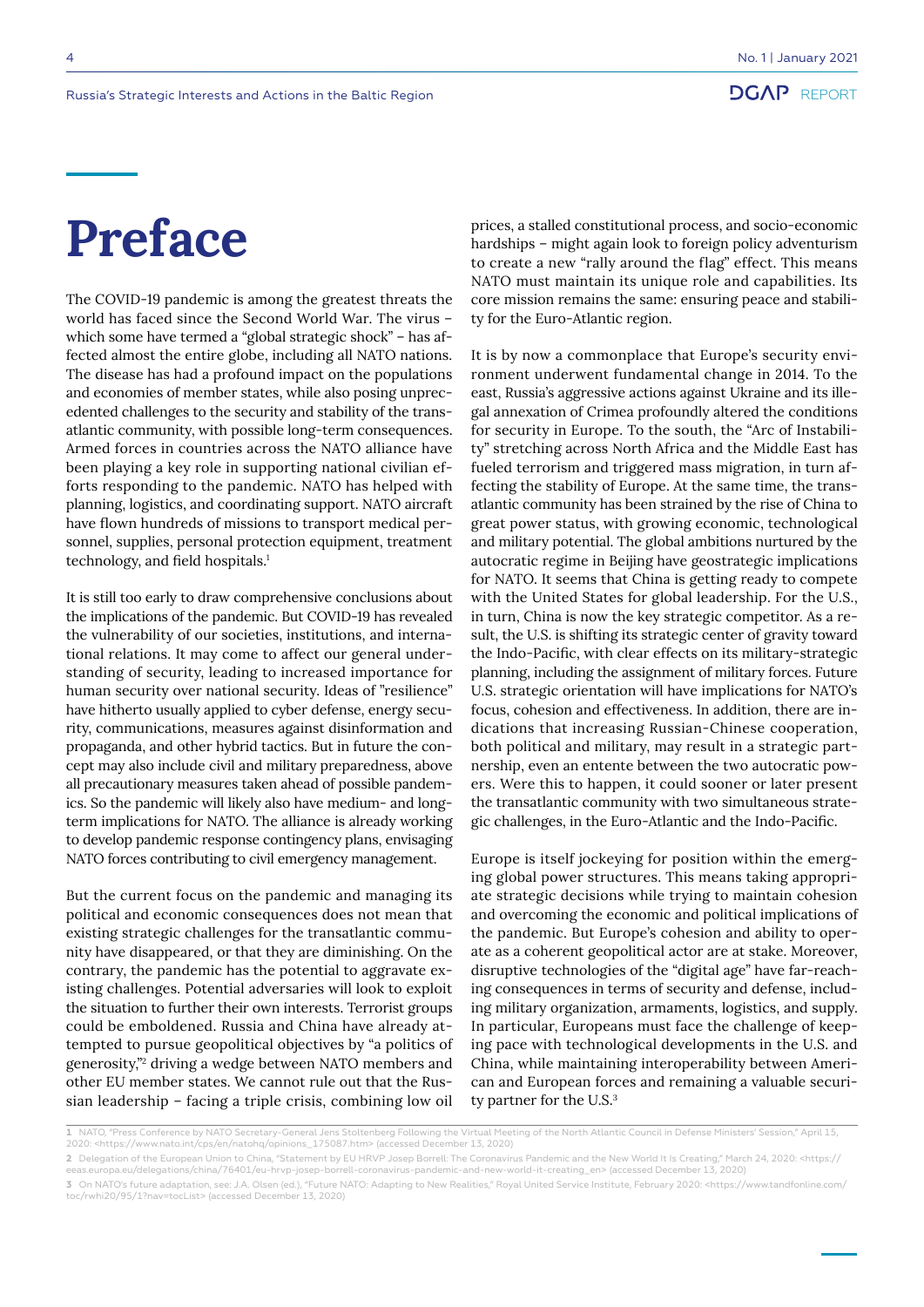# Preface

The COVID-19 pandemic is among the greatest threats the world has faced since the Second World War. The virus – which some have termed a "global strategic shock" – has affected almost the entire globe, including all NATO nations. The disease has had a profound impact on the populations and economies of member states, while also posing unprecedented challenges to the security and stability of the transatlantic community, with possible long-term consequences. Armed forces in countries across the NATO alliance have been playing a key role in supporting national civilian efforts responding to the pandemic. NATO has helped with planning, logistics, and coordinating support. NATO aircraft have flown hundreds of missions to transport medical personnel, supplies, personal protection equipment, treatment technology, and field hospitals.[1]

It is still too early to draw comprehensive conclusions about the implications of the pandemic. But COVID-19 has revealed the vulnerability of our societies, institutions, and international relations. It may come to affect our general understanding of security, leading to increased importance for human security over national security. Ideas of "resilience" have hitherto usually applied to cyber defense, energy security, communications, measures against disinformation and propaganda, and other hybrid tactics. But in future the concept may also include civil and military preparedness, above all precautionary measures taken ahead of possible pandemics. So the pandemic will likely also have medium- and long-term implications for NATO. The alliance is already working to develop pandemic response contingency plans, envisaging NATO forces contributing to civil emergency management.

But the current focus on the pandemic and managing its political and economic consequences does not mean that existing strategic challenges for the transatlantic community have disappeared, or that they are diminishing. On the contrary, the pandemic has the potential to aggravate existing challenges. Potential adversaries will look to exploit the situation to further their own interests. Terrorist groups could be emboldened. Russia and China have already attempted to pursue geopolitical objectives by "a politics of generosity,"[2] driving a wedge between NATO members and other EU member states. We cannot rule out that the Russian leadership – facing a triple crisis, combining low oil prices, a stalled constitutional process, and socio-economic hardships – might again look to foreign policy adventurism to create a new "rally around the flag" effect. This means NATO must maintain its unique role and capabilities. Its core mission remains the same: ensuring peace and stability for the Euro-Atlantic region.

It is by now a commonplace that Europe's security environment underwent fundamental change in 2014. To the east, Russia's aggressive actions against Ukraine and its illegal annexation of Crimea profoundly altered the conditions for security in Europe. To the south, the "Arc of Instability" stretching across North Africa and the Middle East has fueled terrorism and triggered mass migration, in turn affecting the stability of Europe. At the same time, the transatlantic community has been strained by the rise of China to great power status, with growing economic, technological and military potential. The global ambitions nurtured by the autocratic regime in Beijing have geostrategic implications for NATO. It seems that China is getting ready to compete with the United States for global leadership. For the U.S., in turn, China is now the key strategic competitor. As a result, the U.S. is shifting its strategic center of gravity toward the Indo-Pacific, with clear effects on its military-strategic planning, including the assignment of military forces. Future U.S. strategic orientation will have implications for NATO's focus, cohesion and effectiveness. In addition, there are indications that increasing Russian-Chinese cooperation, both political and military, may result in a strategic partnership, even an entente between the two autocratic powers. Were this to happen, it could sooner or later present the transatlantic community with two simultaneous strategic challenges, in the Euro-Atlantic and the Indo-Pacific.

Europe is itself jockeying for position within the emerging global power structures. This means taking appropriate strategic decisions while trying to maintain cohesion and overcoming the economic and political implications of the pandemic. But Europe's cohesion and ability to operate as a coherent geopolitical actor are at stake. Moreover, disruptive technologies of the "digital age" have far-reaching consequences in terms of security and defense, including military organization, armaments, logistics, and supply. In particular, Europeans must face the challenge of keeping pace with technological developments in the U.S. and China, while maintaining interoperability between American and European forces and remaining a valuable security partner for the U.S.[3]

---

1 NATO, "Press Conference by NATO Secretary-General Jens Stoltenberg Following the Virtual Meeting of the North Atlantic Council in Defense Ministers' Session," April 15, 2020: <https://www.nato.int/cps/en/natohq/opinions_175087.htm> (accessed December 13, 2020)

2 Delegation of the European Union to China, "Statement by EU HRVP Josep Borrell: The Coronavirus Pandemic and the New World It Is Creating," March 24, 2020: <https://eeas.europa.eu/delegations/china/76401/eu-hrvp-josep-borrell-coronavirus-pandemic-and-new-world-it-creating_en> (accessed December 13, 2020)

3 On NATO's future adaptation, see: J.A. Olsen (ed.), "Future NATO: Adapting to New Realities," Royal United Service Institute, February 2020: <https://www.tandfonline.com/toc/rwhi20/95/1?nav=tocList> (accessed December 13, 2020)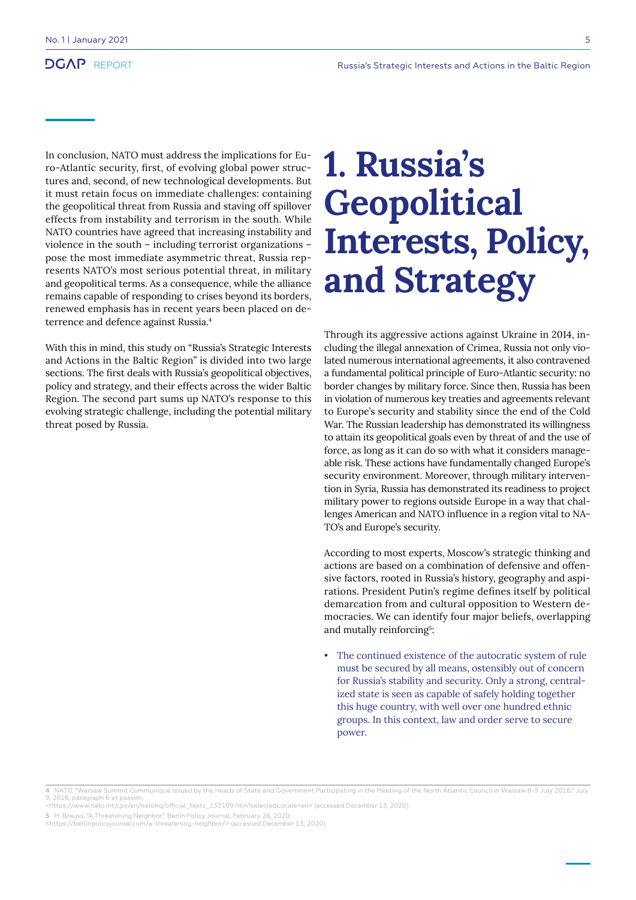In conclusion, NATO must address the implications for Euro-Atlantic security, first, of evolving global power structures and, second, of new technological developments. But it must retain focus on immediate challenges: containing the geopolitical threat from Russia and staving off spillover effects from instability and terrorism in the south. While NATO countries have agreed that increasing instability and violence in the south – including terrorist organizations – pose the most immediate asymmetric threat, Russia represents NATO's most serious potential threat, in military and geopolitical terms. As a consequence, while the alliance remains capable of responding to crises beyond its borders, renewed emphasis has in recent years been placed on deterrence and defence against Russia.[4]

With this in mind, this study on "Russia's Strategic Interests and Actions in the Baltic Region" is divided into two large sections. The first deals with Russia's geopolitical objectives, policy and strategy, and their effects across the wider Baltic Region. The second part sums up NATO's response to this evolving strategic challenge, including the potential military threat posed by Russia.

# 1. Russia's Geopolitical Interests, Policy, and Strategy

Through its aggressive actions against Ukraine in 2014, including the illegal annexation of Crimea, Russia not only violated numerous international agreements, it also contravened a fundamental political principle of Euro-Atlantic security: no border changes by military force. Since then, Russia has been in violation of numerous key treaties and agreements relevant to Europe's security and stability since the end of the Cold War. The Russian leadership has demonstrated its willingness to attain its geopolitical goals even by threat of and the use of force, as long as it can do so with what it considers manageable risk. These actions have fundamentally changed Europe's security environment. Moreover, through military intervention in Syria, Russia has demonstrated its readiness to project military power to regions outside Europe in a way that challenges American and NATO influence in a region vital to NATO's and Europe's security.

According to most experts, Moscow's strategic thinking and actions are based on a combination of defensive and offensive factors, rooted in Russia's history, geography and aspirations. President Putin's regime defines itself by political demarcation from and cultural opposition to Western democracies. We can identify four major beliefs, overlapping and mutally reinforcing[5]:

- The continued existence of the autocratic system of rule must be secured by all means, ostensibly out of concern for Russia's stability and security. Only a strong, centralized state is seen as capable of safely holding together this huge country, with well over one hundred ethnic groups. In this context, law and order serve to secure power.

---

4 NATO, "Warsaw Summit Communiqué Issued by the Heads of State and Government Participating in the Meeting of the North Atlantic Council in Warsaw 8-9 July 2016," July 9, 2016, paragraph 6 et passim: <https://www.nato.int/cps/en/natohq/official_texts_133169.htm?selectedLocale=en> (accessed December 13, 2020)

5 H. Brauss, "A Threatening Neighbor," Berlin Policy Journal, February 26, 2020: <https://berlinpolicyjournal.com/a-threatening-neighbor/> (accessed December 13, 2020)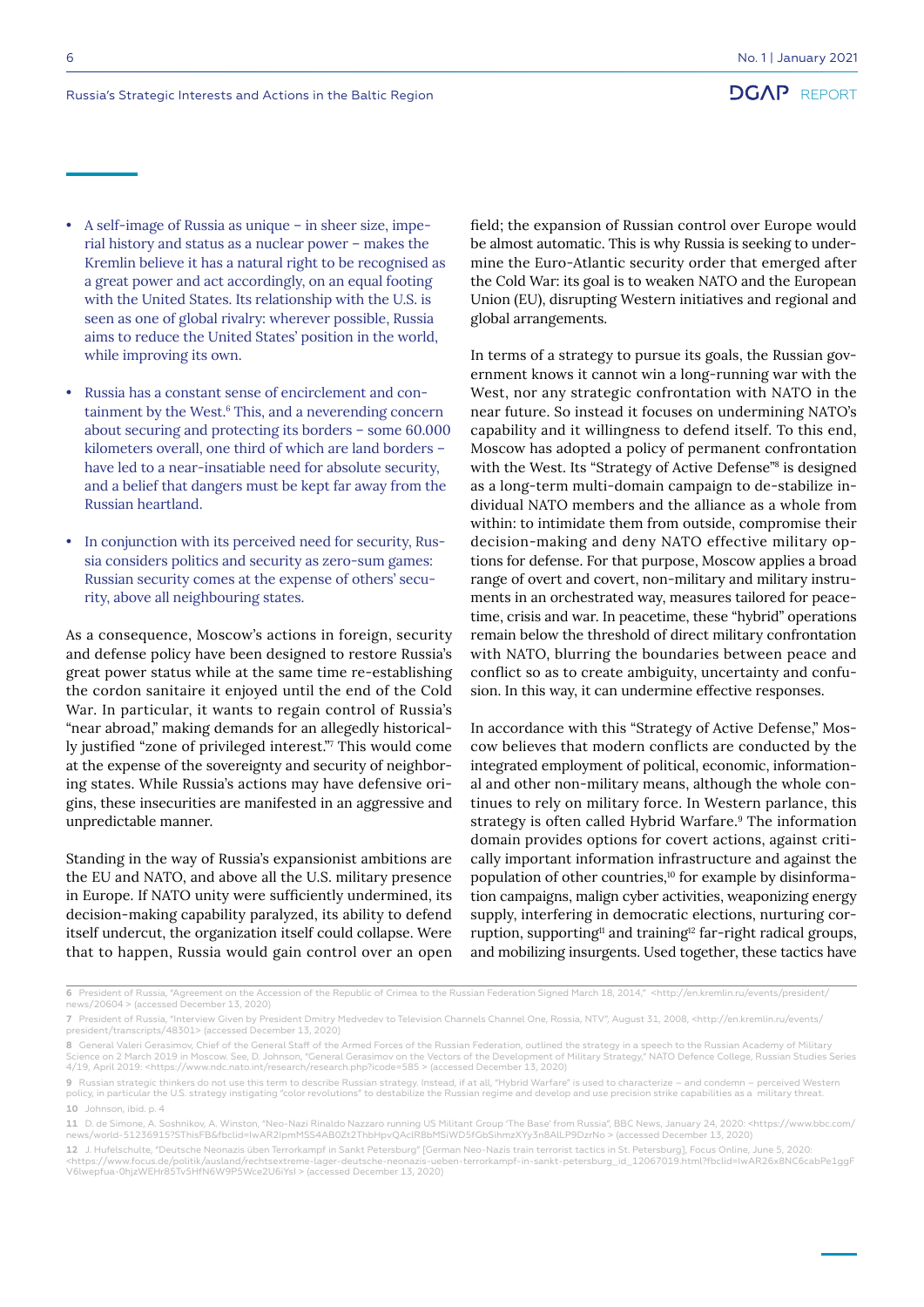- A self-image of Russia as unique – in sheer size, imperial history and status as a nuclear power – makes the Kremlin believe it has a natural right to be recognised as a great power and act accordingly, on an equal footing with the United States. Its relationship with the U.S. is seen as one of global rivalry: wherever possible, Russia aims to reduce the United States' position in the world, while improving its own.

- Russia has a constant sense of encirclement and containment by the West.[6] This, and a neverending concern about securing and protecting its borders – some 60.000 kilometers overall, one third of which are land borders – have led to a near-insatiable need for absolute security, and a belief that dangers must be kept far away from the Russian heartland.

- In conjunction with its perceived need for security, Russia considers politics and security as zero-sum games: Russian security comes at the expense of others' security, above all neighbouring states.

As a consequence, Moscow's actions in foreign, security and defense policy have been designed to restore Russia's great power status while at the same time re-establishing the cordon sanitaire it enjoyed until the end of the Cold War. In particular, it wants to regain control of Russia's "near abroad," making demands for an allegedly historically justified "zone of privileged interest."[7] This would come at the expense of the sovereignty and security of neighboring states. While Russia's actions may have defensive origins, these insecurities are manifested in an aggressive and unpredictable manner.

Standing in the way of Russia's expansionist ambitions are the EU and NATO, and above all the U.S. military presence in Europe. If NATO unity were sufficiently undermined, its decision-making capability paralyzed, its ability to defend itself undercut, the organization itself could collapse. Were that to happen, Russia would gain control over an open field; the expansion of Russian control over Europe would be almost automatic. This is why Russia is seeking to undermine the Euro-Atlantic security order that emerged after the Cold War: its goal is to weaken NATO and the European Union (EU), disrupting Western initiatives and regional and global arrangements.

In terms of a strategy to pursue its goals, the Russian government knows it cannot win a long-running war with the West, nor any strategic confrontation with NATO in the near future. So instead it focuses on undermining NATO's capability and it willingness to defend itself. To this end, Moscow has adopted a policy of permanent confrontation with the West. Its "Strategy of Active Defense"[8] is designed as a long-term multi-domain campaign to de-stabilize individual NATO members and the alliance as a whole from within: to intimidate them from outside, compromise their decision-making and deny NATO effective military options for defense. For that purpose, Moscow applies a broad range of overt and covert, non-military and military instruments in an orchestrated way, measures tailored for peacetime, crisis and war. In peacetime, these "hybrid" operations remain below the threshold of direct military confrontation with NATO, blurring the boundaries between peace and conflict so as to create ambiguity, uncertainty and confusion. In this way, it can undermine effective responses.

In accordance with this "Strategy of Active Defense," Moscow believes that modern conflicts are conducted by the integrated employment of political, economic, informational and other non-military means, although the whole continues to rely on military force. In Western parlance, this strategy is often called Hybrid Warfare.[9] The information domain provides options for covert actions, against critically important information infrastructure and against the population of other countries,[10] for example by disinformation campaigns, malign cyber activities, weaponizing energy supply, interfering in democratic elections, nurturing corruption, supporting[11] and training[12] far-right radical groups, and mobilizing insurgents. Used together, these tactics have

---

6 President of Russia, "Agreement on the Accession of the Republic of Crimea to the Russian Federation Signed March 18, 2014," <http://en.kremlin.ru/events/president/news/20604 > (accessed December 13, 2020)

7 President of Russia, "Interview Given by President Dmitry Medvedev to Television Channels Channel One, Rossia, NTV", August 31, 2008, <http://en.kremlin.ru/events/president/transcripts/48301> (accessed December 13, 2020)

8 General Valeri Gerasimov, Chief of the General Staff of the Armed Forces of the Russian Federation, outlined the strategy in a speech to the Russian Academy of Military Science on 2 March 2019 in Moscow. See, D. Johnson, "General Gerasimov on the Vectors of the Development of Military Strategy," NATO Defence College, Russian Studies Series 4/19, April 2019: <https://www.ndc.nato.int/research/research.php?icode=585 > (accessed December 13, 2020)

9 Russian strategic thinkers do not use this term to describe Russian strategy. Instead, if at all, "Hybrid Warfare" is used to characterize – and condemn – perceived Western policy, in particular the U.S. strategy instigating "color revolutions" to destabilize the Russian regime and develop and use precision strike capabilities as a military threat.

10 Johnson, ibid. p. 4

11 D. de Simone, A. Soshnikov, A. Winston, "Neo-Nazi Rinaldo Nazzaro running US Militant Group 'The Base' from Russia", BBC News, January 24, 2020: <https://www.bbc.com/news/world-51236915?SThisFB&fbclid=IwAR2lpmMSS4AB0Zt2ThbHpvQAclR8bMSiWD5fGbSihmzXYy3n8AlLP9DzrNo > (accessed December 13, 2020)

12 J. Hufelschulte, "Deutsche Neonazis üben Terrorkampf in Sankt Petersburg" [German Neo-Nazis train terrorist tactics in St. Petersburg], Focus Online, June 5, 2020: <https://www.focus.de/politik/ausland/rechtsextreme-lager-deutsche-neonazis-ueben-terrorkampf-in-sankt-petersburg_id_12067019.html?fbclid=IwAR26x8NC6cabPe1ggFV6lwepfua-0hjzWEHr85Tv5HfN6W9P5Wce2U6iYsI > (accessed December 13, 2020)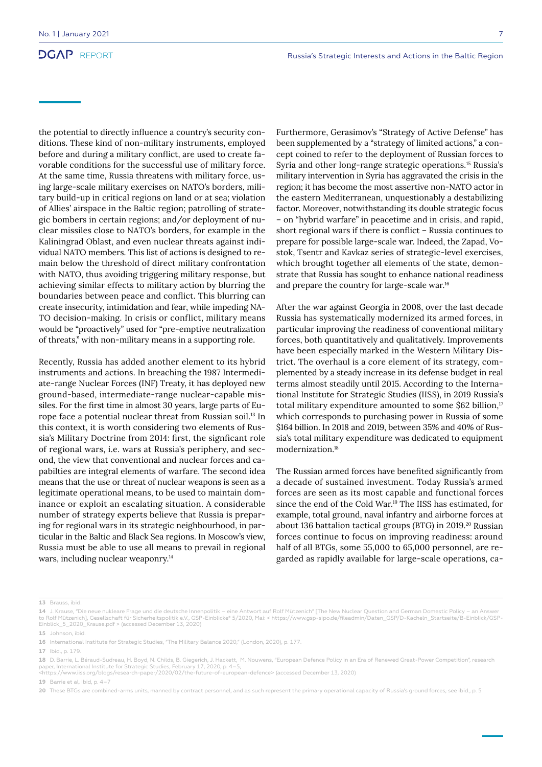the potential to directly influence a country's security conditions. These kind of non-military instruments, employed before and during a military conflict, are used to create favorable conditions for the successful use of military force. At the same time, Russia threatens with military force, using large-scale military exercises on NATO's borders, military build-up in critical regions on land or at sea; violation of Allies' airspace in the Baltic region; patrolling of strategic bombers in certain regions; and/or deployment of nuclear missiles close to NATO's borders, for example in the Kaliningrad Oblast, and even nuclear threats against individual NATO members. This list of actions is designed to remain below the threshold of direct military confrontation with NATO, thus avoiding triggering military response, but achieving similar effects to military action by blurring the boundaries between peace and conflict. This blurring can create insecurity, intimidation and fear, while impeding NATO decision-making. In crisis or conflict, military means would be "proactively" used for "pre-emptive neutralization of threats," with non-military means in a supporting role.

Recently, Russia has added another element to its hybrid instruments and actions. In breaching the 1987 Intermediate-range Nuclear Forces (INF) Treaty, it has deployed new ground-based, intermediate-range nuclear-capable missiles. For the first time in almost 30 years, large parts of Europe face a potential nuclear threat from Russian soil.[13] In this context, it is worth considering two elements of Russia's Military Doctrine from 2014: first, the signficant role of regional wars, i.e. wars at Russia's periphery, and second, the view that conventional and nuclear forces and capabilties are integral elements of warfare. The second idea means that the use or threat of nuclear weapons is seen as a legitimate operational means, to be used to maintain dominance or exploit an escalating situation. A considerable number of strategy experts believe that Russia is preparing for regional wars in its strategic neighbourhood, in particular in the Baltic and Black Sea regions. In Moscow's view, Russia must be able to use all means to prevail in regional wars, including nuclear weaponry.[14]

Furthermore, Gerasimov's "Strategy of Active Defense" has been supplemented by a "strategy of limited actions," a concept coined to refer to the deployment of Russian forces to Syria and other long-range strategic operations.[15] Russia's military intervention in Syria has aggravated the crisis in the region; it has become the most assertive non-NATO actor in the eastern Mediterranean, unquestionably a destabilizing factor. Moreover, notwithstanding its double strategic focus – on "hybrid warfare" in peacetime and in crisis, and rapid, short regional wars if there is conflict – Russia continues to prepare for possible large-scale war. Indeed, the Zapad, Vostok, Tsentr and Kavkaz series of strategic-level exercises, which brought together all elements of the state, demonstrate that Russia has sought to enhance national readiness and prepare the country for large-scale war.[16]

After the war against Georgia in 2008, over the last decade Russia has systematically modernized its armed forces, in particular improving the readiness of conventional military forces, both quantitatively and qualitatively. Improvements have been especially marked in the Western Military District. The overhaul is a core element of its strategy, complemented by a steady increase in its defense budget in real terms almost steadily until 2015. According to the International Institute for Strategic Studies (IISS), in 2019 Russia's total military expenditure amounted to some $62 billion,[17] which corresponds to purchasing power in Russia of some $164 billion. In 2018 and 2019, between 35% and 40% of Russia's total military expenditure was dedicated to equipment modernization.[18]

The Russian armed forces have benefited significantly from a decade of sustained investment. Today Russia's armed forces are seen as its most capable and functional forces since the end of the Cold War.[19] The IISS has estimated, for example, total ground, naval infantry and airborne forces at about 136 battalion tactical groups (BTG) in 2019.[20] Russian forces continue to focus on improving readiness: around half of all BTGs, some 55,000 to 65,000 personnel, are regarded as rapidly available for large-scale operations, ca-

---

13 Brauss, ibid.

14 J. Krause, "Die neue nukleare Frage und die deutsche Innenpolitik – eine Antwort auf Rolf Mützenich" [The New Nuclear Question and German Domestic Policy – an Answer to Rolf Mützenich], Gesellschaft für Sicherheitspolitik e.V., GSP-Einblicke* 5/2020, Mai: < https://www.gsp-sipo.de/fileadmin/Daten_GSP/D-Kacheln_Startseite/B-Einblick/GSP-Einblick_5_2020_Krause.pdf > (accessed December 13, 2020)

15 Johnson, ibid.

16 International Institute for Strategic Studies, "The Military Balance 2020," (London, 2020), p. 177.

17 Ibid., p. 179.

18 D. Barrie, L. Béraud-Sudreau, H. Boyd, N. Childs, B. Giegerich, J. Hackett, M. Nouwens, "European Defence Policy in an Era of Renewed Great-Power Competition", research paper, International Institute for Strategic Studies, February 17, 2020, p. 4–5; <https://www.iiss.org/blogs/research-paper/2020/02/the-future-of-european-defence> (accessed December 13, 2020)

19 Barrie et al, ibid, p. 4–7

20 These BTGs are combined-arms units, manned by contract personnel, and as such represent the primary operational capacity of Russia's ground forces; see ibid., p. 5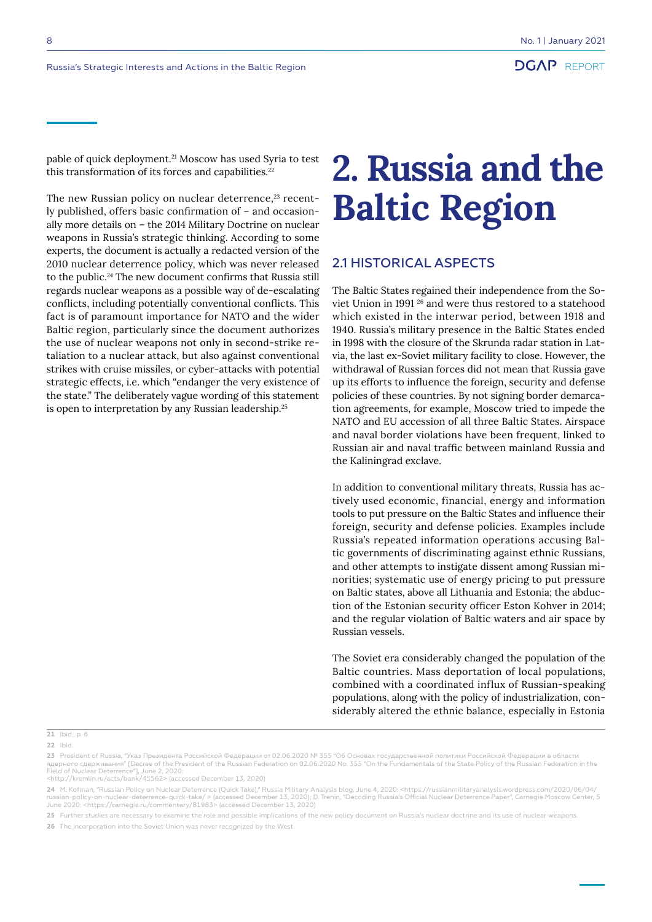pable of quick deployment.[21] Moscow has used Syria to test this transformation of its forces and capabilities.[22]

The new Russian policy on nuclear deterrence,[23] recently published, offers basic confirmation of – and occasionally more details on – the 2014 Military Doctrine on nuclear weapons in Russia's strategic thinking. According to some experts, the document is actually a redacted version of the 2010 nuclear deterrence policy, which was never released to the public.[24] The new document confirms that Russia still regards nuclear weapons as a possible way of de-escalating conflicts, including potentially conventional conflicts. This fact is of paramount importance for NATO and the wider Baltic region, particularly since the document authorizes the use of nuclear weapons not only in second-strike retaliation to a nuclear attack, but also against conventional strikes with cruise missiles, or cyber-attacks with potential strategic effects, i.e. which "endanger the very existence of the state." The deliberately vague wording of this statement is open to interpretation by any Russian leadership.[25]

# 2. Russia and the Baltic Region

## 2.1 HISTORICAL ASPECTS

The Baltic States regained their independence from the Soviet Union in 1991 [26] and were thus restored to a statehood which existed in the interwar period, between 1918 and 1940. Russia's military presence in the Baltic States ended in 1998 with the closure of the Skrunda radar station in Latvia, the last ex-Soviet military facility to close. However, the withdrawal of Russian forces did not mean that Russia gave up its efforts to influence the foreign, security and defense policies of these countries. By not signing border demarcation agreements, for example, Moscow tried to impede the NATO and EU accession of all three Baltic States. Airspace and naval border violations have been frequent, linked to Russian air and naval traffic between mainland Russia and the Kaliningrad exclave.

In addition to conventional military threats, Russia has actively used economic, financial, energy and information tools to put pressure on the Baltic States and influence their foreign, security and defense policies. Examples include Russia's repeated information operations accusing Baltic governments of discriminating against ethnic Russians, and other attempts to instigate dissent among Russian minorities; systematic use of energy pricing to put pressure on Baltic states, above all Lithuania and Estonia; the abduction of the Estonian security officer Eston Kohver in 2014; and the regular violation of Baltic waters and air space by Russian vessels.

The Soviet era considerably changed the population of the Baltic countries. Mass deportation of local populations, combined with a coordinated influx of Russian-speaking populations, along with the policy of industrialization, considerably altered the ethnic balance, especially in Estonia

---

21 Ibid., p. 6

22 Ibid.

23 President of Russia, "Указ Президента Российской Федерации от 02.06.2020 № 355 "Об Основах государственной политики Российской Федерации в области ядерного сдерживания" [Decree of the President of the Russian Federation on 02.06.2020 No. 355 "On the Fundamentals of the State Policy of the Russian Federation in the Field of Nuclear Deterrence"], June 2, 2020: <http://kremlin.ru/acts/bank/45562> (accessed December 13, 2020)

24 M. Kofman, "Russian Policy on Nuclear Deterrence (Quick Take)," Russia Military Analysis blog, June 4, 2020: <https://russianmilitaryanalysis.wordpress.com/2020/06/04/russian-policy-on-nuclear-deterrence-quick-take/ > (accessed December 13, 2020); D. Trenin, "Decoding Russia's Official Nuclear Deterrence Paper", Carnegie Moscow Center, 5 June 2020: <https://carnegie.ru/commentary/81983> (accessed December 13, 2020)

25 Further studies are necessary to examine the role and possible implications of the new policy document on Russia's nuclear doctrine and its use of nuclear weapons.

26 The incorporation into the Soviet Union was never recognized by the West.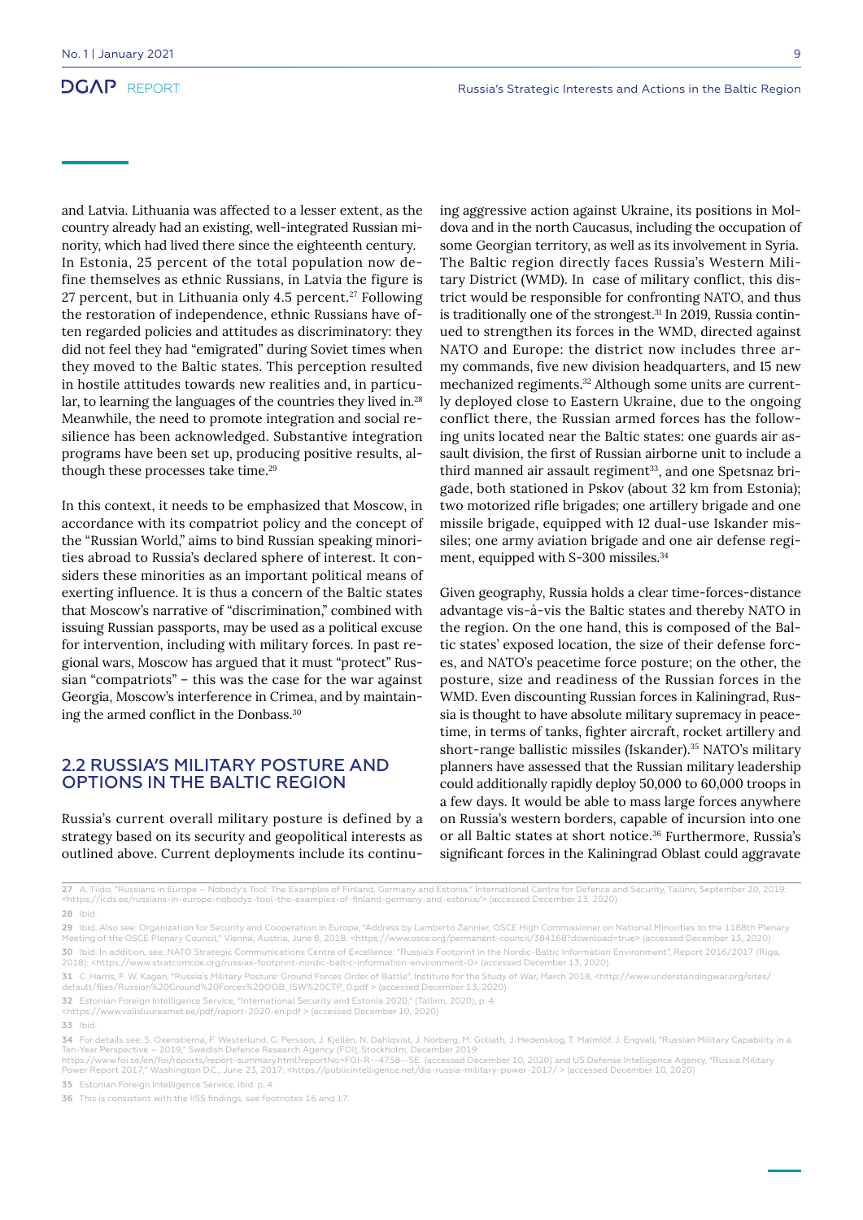and Latvia. Lithuania was affected to a lesser extent, as the country already had an existing, well-integrated Russian minority, which had lived there since the eighteenth century. In Estonia, 25 percent of the total population now define themselves as ethnic Russians, in Latvia the figure is 27 percent, but in Lithuania only 4.5 percent.[27] Following the restoration of independence, ethnic Russians have often regarded policies and attitudes as discriminatory: they did not feel they had "emigrated" during Soviet times when they moved to the Baltic states. This perception resulted in hostile attitudes towards new realities and, in particular, to learning the languages of the countries they lived in.[28] Meanwhile, the need to promote integration and social resilience has been acknowledged. Substantive integration programs have been set up, producing positive results, although these processes take time.[29]

In this context, it needs to be emphasized that Moscow, in accordance with its compatriot policy and the concept of the "Russian World," aims to bind Russian speaking minorities abroad to Russia's declared sphere of interest. It considers these minorities as an important political means of exerting influence. It is thus a concern of the Baltic states that Moscow's narrative of "discrimination," combined with issuing Russian passports, may be used as a political excuse for intervention, including with military forces. In past regional wars, Moscow has argued that it must "protect" Russian "compatriots" – this was the case for the war against Georgia, Moscow's interference in Crimea, and by maintaining the armed conflict in the Donbass.[30]

## 2.2 RUSSIA'S MILITARY POSTURE AND OPTIONS IN THE BALTIC REGION

Russia's current overall military posture is defined by a strategy based on its security and geopolitical interests as outlined above. Current deployments include its continuing aggressive action against Ukraine, its positions in Moldova and in the north Caucasus, including the occupation of some Georgian territory, as well as its involvement in Syria. The Baltic region directly faces Russia's Western Military District (WMD). In case of military conflict, this district would be responsible for confronting NATO, and thus is traditionally one of the strongest.[31] In 2019, Russia continued to strengthen its forces in the WMD, directed against NATO and Europe: the district now includes three army commands, five new division headquarters, and 15 new mechanized regiments.[32] Although some units are currently deployed close to Eastern Ukraine, due to the ongoing conflict there, the Russian armed forces has the following units located near the Baltic states: one guards air assault division, the first of Russian airborne unit to include a third manned air assault regiment[33], and one Spetsnaz brigade, both stationed in Pskov (about 32 km from Estonia); two motorized rifle brigades; one artillery brigade and one missile brigade, equipped with 12 dual-use Iskander missiles; one army aviation brigade and one air defense regiment, equipped with S-300 missiles.[34]

Given geography, Russia holds a clear time-forces-distance advantage vis-à-vis the Baltic states and thereby NATO in the region. On the one hand, this is composed of the Baltic states' exposed location, the size of their defense forces, and NATO's peacetime force posture; on the other, the posture, size and readiness of the Russian forces in the WMD. Even discounting Russian forces in Kaliningrad, Russia is thought to have absolute military supremacy in peacetime, in terms of tanks, fighter aircraft, rocket artillery and short-range ballistic missiles (Iskander).[35] NATO's military planners have assessed that the Russian military leadership could additionally rapidly deploy 50,000 to 60,000 troops in a few days. It would be able to mass large forces anywhere on Russia's western borders, capable of incursion into one or all Baltic states at short notice.[36] Furthermore, Russia's significant forces in the Kaliningrad Oblast could aggravate

---

**27** A. Tiido, "Russians in Europe – Nobody's Tool: The Examples of Finland, Germany and Estonia," International Centre for Defence and Security, Tallinn, September 20, 2019: <https://icds.ee/russians-in-europe-nobodys-tool-the-examples-of-finland-germany-and-estonia/> (accessed December 13, 2020)

**28** Ibid.

**29** Ibid. Also see: Organization for Security and Cooperation in Europe, "Address by Lamberto Zannier, OSCE High Commissioner on National Minorities to the 1188th Plenary Meeting of the OSCE Plenary Council," Vienna, Austria, June 8, 2018: <https://www.osce.org/permanent-council/384168?download=true> (accessed December 13, 2020)

**30** Ibid. In addition, see: NATO Strategic Communications Centre of Excellence: "Russia's Footprint in the Nordic-Baltic Information Environment", Report 2016/2017 (Riga, 2018): <https://www.stratcomcoe.org/russias-footprint-nordic-baltic-information-environment-0> (accessed December 13, 2020)

**31** C. Harris, F. W. Kagan, "Russia's Military Posture: Ground Forces Order of Battle", Institute for the Study of War, March 2018, <http://www.understandingwar.org/sites/default/files/Russian%20Ground%20Forces%20OOB_ISW%20CTP_0.pdf > (accessed December 13, 2020)

**32** Estonian Foreign Intelligence Service, "International Security and Estonia 2020," (Tallinn, 2020), p. 4: <https://www.valisluureamet.ee/pdf/raport-2020-en.pdf > (accessed December 10, 2020)

**33** Ibid.

**34** For details see: S. Oxenstierna, F. Westerlund, G. Persson, J. Kjellén, N. Dahlqvist, J. Norberg, M. Goliath, J. Hedenskog, T. Malmlöf, J. Engvall, "Russian Military Capability in a Ten-Year Perspective – 2019," Swedish Defence Research Agency (FOI), Stockholm, December 2019: https://www.foi.se/en/foi/reports/report-summary.html?reportNo=FOI-R--4758--SE (accessed December 10, 2020) and US Defense Intelligence Agency, "Russia Military Power Report 2017," Washington D.C., June 23, 2017: <https://publicintelligence.net/dia-russia-military-power-2017/ > (accessed December 10, 2020)

**35** Estonian Foreign Intelligence Service, ibid. p. 4

**36** This is consistent with the IISS findings, see footnotes 16 and 17.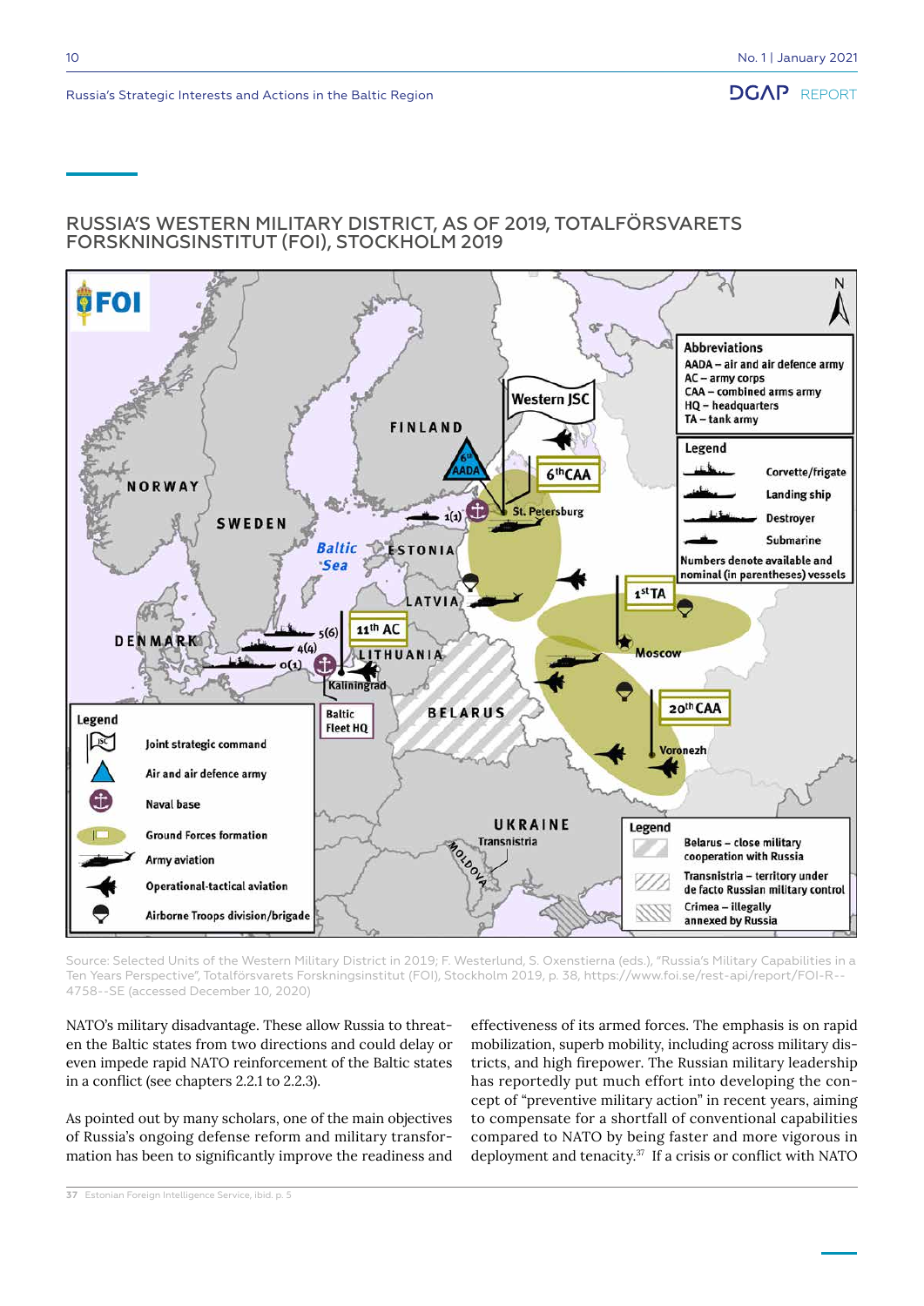## RUSSIA'S WESTERN MILITARY DISTRICT, AS OF 2019, TOTALFÖRSVARETS FORSKNINGSINSTITUT (FOI), STOCKHOLM 2019

Source: Selected Units of the Western Military District in 2019; F. Westerlund, S. Oxenstierna (eds.), "Russia's Military Capabilities in a Ten Years Perspective", Totalförsvarets Forskningsinstitut (FOI), Stockholm 2019, p. 38, https://www.foi.se/rest-api/report/FOI-R--4758--SE (accessed December 10, 2020)

NATO's military disadvantage. These allow Russia to threaten the Baltic states from two directions and could delay or even impede rapid NATO reinforcement of the Baltic states in a conflict (see chapters 2.2.1 to 2.2.3).

As pointed out by many scholars, one of the main objectives of Russia's ongoing defense reform and military transformation has been to significantly improve the readiness and effectiveness of its armed forces. The emphasis is on rapid mobilization, superb mobility, including across military districts, and high firepower. The Russian military leadership has reportedly put much effort into developing the concept of "preventive military action" in recent years, aiming to compensate for a shortfall of conventional capabilities compared to NATO by being faster and more vigorous in deployment and tenacity.[37] If a crisis or conflict with NATO

37 Estonian Foreign Intelligence Service, ibid. p. 5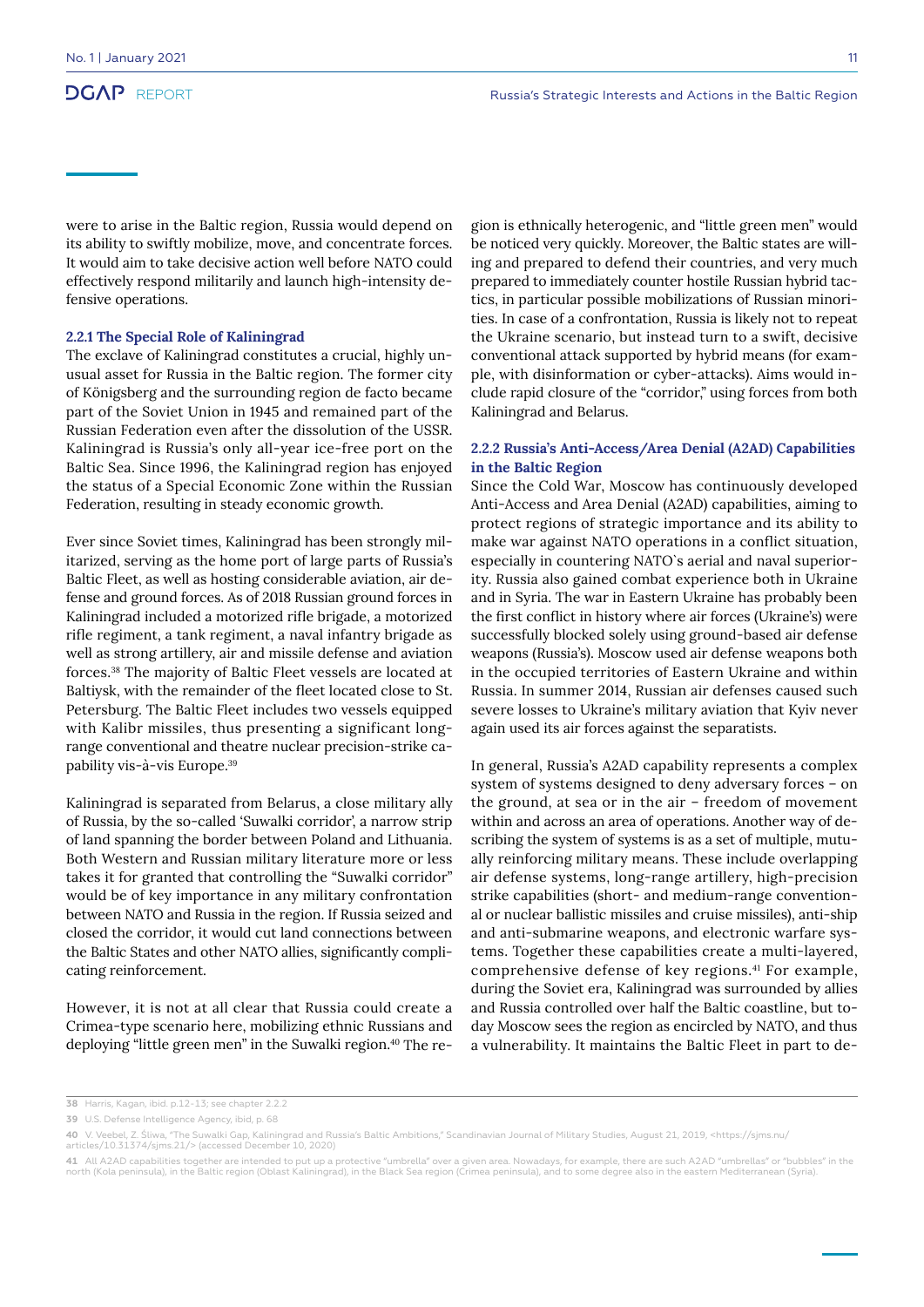were to arise in the Baltic region, Russia would depend on its ability to swiftly mobilize, move, and concentrate forces. It would aim to take decisive action well before NATO could effectively respond militarily and launch high-intensity defensive operations.

#### 2.2.1 The Special Role of Kaliningrad

The exclave of Kaliningrad constitutes a crucial, highly unusual asset for Russia in the Baltic region. The former city of Königsberg and the surrounding region de facto became part of the Soviet Union in 1945 and remained part of the Russian Federation even after the dissolution of the USSR. Kaliningrad is Russia's only all-year ice-free port on the Baltic Sea. Since 1996, the Kaliningrad region has enjoyed the status of a Special Economic Zone within the Russian Federation, resulting in steady economic growth.

Ever since Soviet times, Kaliningrad has been strongly militarized, serving as the home port of large parts of Russia's Baltic Fleet, as well as hosting considerable aviation, air defense and ground forces. As of 2018 Russian ground forces in Kaliningrad included a motorized rifle brigade, a motorized rifle regiment, a tank regiment, a naval infantry brigade as well as strong artillery, air and missile defense and aviation forces.[38] The majority of Baltic Fleet vessels are located at Baltiysk, with the remainder of the fleet located close to St. Petersburg. The Baltic Fleet includes two vessels equipped with Kalibr missiles, thus presenting a significant long-range conventional and theatre nuclear precision-strike capability vis-à-vis Europe.[39]

Kaliningrad is separated from Belarus, a close military ally of Russia, by the so-called 'Suwalki corridor', a narrow strip of land spanning the border between Poland and Lithuania. Both Western and Russian military literature more or less takes it for granted that controlling the "Suwalki corridor" would be of key importance in any military confrontation between NATO and Russia in the region. If Russia seized and closed the corridor, it would cut land connections between the Baltic States and other NATO allies, significantly complicating reinforcement.

However, it is not at all clear that Russia could create a Crimea-type scenario here, mobilizing ethnic Russians and deploying "little green men" in the Suwalki region.[40] The region is ethnically heterogenic, and "little green men" would be noticed very quickly. Moreover, the Baltic states are willing and prepared to defend their countries, and very much prepared to immediately counter hostile Russian hybrid tactics, in particular possible mobilizations of Russian minorities. In case of a confrontation, Russia is likely not to repeat the Ukraine scenario, but instead turn to a swift, decisive conventional attack supported by hybrid means (for example, with disinformation or cyber-attacks). Aims would include rapid closure of the "corridor," using forces from both Kaliningrad and Belarus.

#### 2.2.2 Russia's Anti-Access/Area Denial (A2AD) Capabilities in the Baltic Region

Since the Cold War, Moscow has continuously developed Anti-Access and Area Denial (A2AD) capabilities, aiming to protect regions of strategic importance and its ability to make war against NATO operations in a conflict situation, especially in countering NATO`s aerial and naval superiority. Russia also gained combat experience both in Ukraine and in Syria. The war in Eastern Ukraine has probably been the first conflict in history where air forces (Ukraine's) were successfully blocked solely using ground-based air defense weapons (Russia's). Moscow used air defense weapons both in the occupied territories of Eastern Ukraine and within Russia. In summer 2014, Russian air defenses caused such severe losses to Ukraine's military aviation that Kyiv never again used its air forces against the separatists.

In general, Russia's A2AD capability represents a complex system of systems designed to deny adversary forces – on the ground, at sea or in the air – freedom of movement within and across an area of operations. Another way of describing the system of systems is as a set of multiple, mutually reinforcing military means. These include overlapping air defense systems, long-range artillery, high-precision strike capabilities (short- and medium-range conventional or nuclear ballistic missiles and cruise missiles), anti-ship and anti-submarine weapons, and electronic warfare systems. Together these capabilities create a multi-layered, comprehensive defense of key regions.[41] For example, during the Soviet era, Kaliningrad was surrounded by allies and Russia controlled over half the Baltic coastline, but today Moscow sees the region as encircled by NATO, and thus a vulnerability. It maintains the Baltic Fleet in part to de-

---

[38] Harris, Kagan, ibid. p.12-13; see chapter 2.2.2

[39] U.S. Defense Intelligence Agency, ibid, p. 68

[40] V. Veebel, Z. Śliwa, "The Suwalki Gap, Kaliningrad and Russia's Baltic Ambitions," Scandinavian Journal of Military Studies, August 21, 2019, <https://sjms.nu/articles/10.31374/sjms.21/> (accessed December 10, 2020)

[41] All A2AD capabilities together are intended to put up a protective "umbrella" over a given area. Nowadays, for example, there are such A2AD "umbrellas" or "bubbles" in the north (Kola peninsula), in the Baltic region (Oblast Kaliningrad), in the Black Sea region (Crimea peninsula), and to some degree also in the eastern Mediterranean (Syria).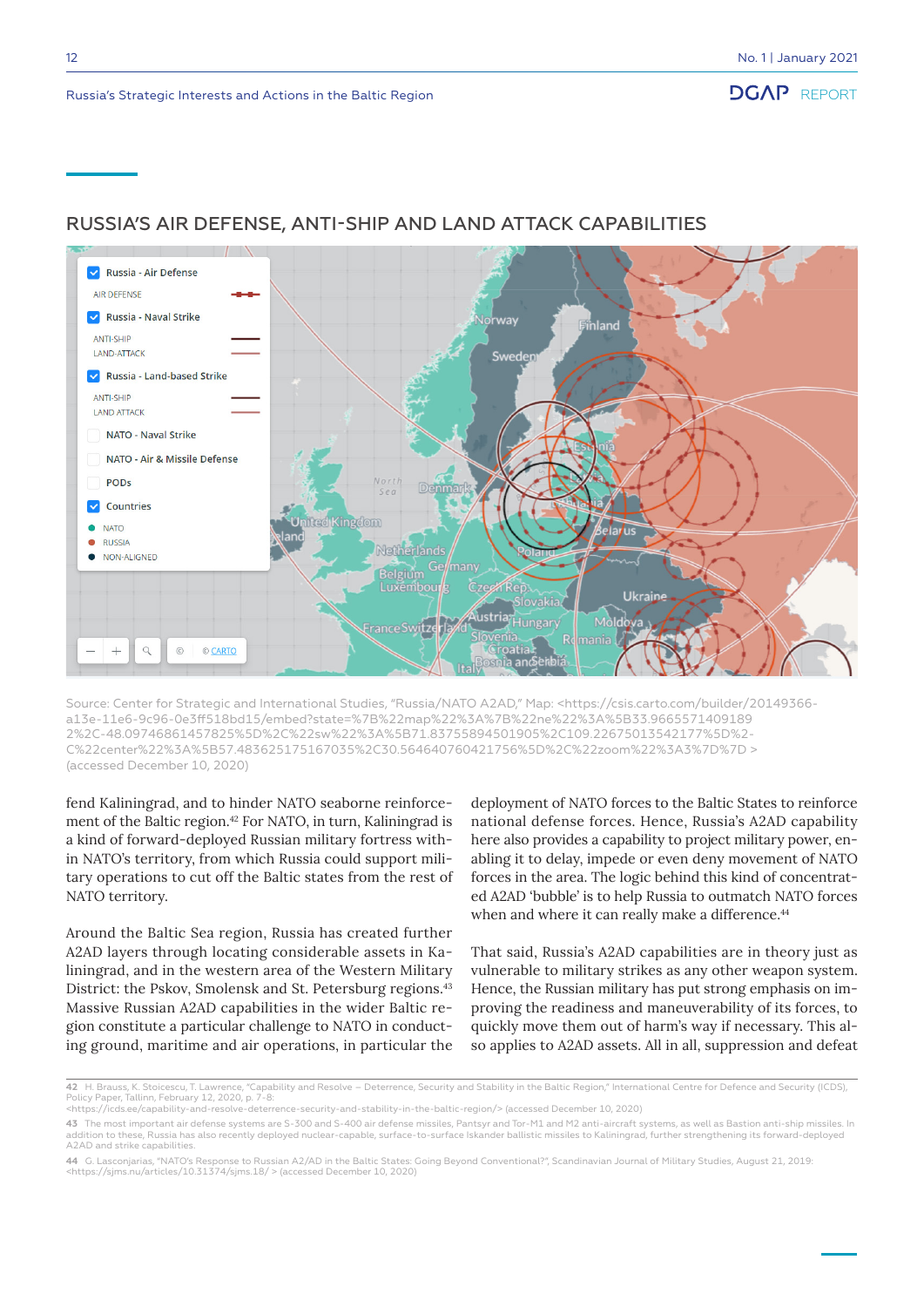## RUSSIA'S AIR DEFENSE, ANTI-SHIP AND LAND ATTACK CAPABILITIES

Source: Center for Strategic and International Studies, "Russia/NATO A2AD," Map: <https://csis.carto.com/builder/20149366-a13e-11e6-9c96-0e3ff518bd15/embed?state=%7B%22map%22%3A%7B%22ne%22%3A%5B33.9665571409189 2%2C-48.09746861457825%5D%2C%22sw%22%3A%5B71.83755894501905%2C109.22675013542177%5D%2-C%22center%22%3A%5B57.483625175167035%2C30.564640760421756%5D%2C%22zoom%22%3A3%7D%7D > (accessed December 10, 2020)

fend Kaliningrad, and to hinder NATO seaborne reinforcement of the Baltic region.[42] For NATO, in turn, Kaliningrad is a kind of forward-deployed Russian military fortress within NATO's territory, from which Russia could support military operations to cut off the Baltic states from the rest of NATO territory.

Around the Baltic Sea region, Russia has created further A2AD layers through locating considerable assets in Kaliningrad, and in the western area of the Western Military District: the Pskov, Smolensk and St. Petersburg regions.[43] Massive Russian A2AD capabilities in the wider Baltic region constitute a particular challenge to NATO in conducting ground, maritime and air operations, in particular the deployment of NATO forces to the Baltic States to reinforce national defense forces. Hence, Russia's A2AD capability here also provides a capability to project military power, enabling it to delay, impede or even deny movement of NATO forces in the area. The logic behind this kind of concentrated A2AD 'bubble' is to help Russia to outmatch NATO forces when and where it can really make a difference.[44]

That said, Russia's A2AD capabilities are in theory just as vulnerable to military strikes as any other weapon system. Hence, the Russian military has put strong emphasis on improving the readiness and maneuverability of its forces, to quickly move them out of harm's way if necessary. This also applies to A2AD assets. All in all, suppression and defeat

---

[42] H. Brauss, K. Stoicescu, T. Lawrence, "Capability and Resolve – Deterrence, Security and Stability in the Baltic Region," International Centre for Defence and Security (ICDS), Policy Paper, Tallinn, February 12, 2020, p. 7-8: <https://icds.ee/capability-and-resolve-deterrence-security-and-stability-in-the-baltic-region/> (accessed December 10, 2020)

[43] The most important air defense systems are S-300 and S-400 air defense missiles, Pantsyr and Tor-M1 and M2 anti-aircraft systems, as well as Bastion anti-ship missiles. In addition to these, Russia has also recently deployed nuclear-capable, surface-to-surface Iskander ballistic missiles to Kaliningrad, further strengthening its forward-deployed A2AD and strike capabilities.

[44] G. Lasconjarias, "NATO's Response to Russian A2/AD in the Baltic States: Going Beyond Conventional?", Scandinavian Journal of Military Studies, August 21, 2019: <https://sjms.nu/articles/10.31374/sjms.18/ > (accessed December 10, 2020)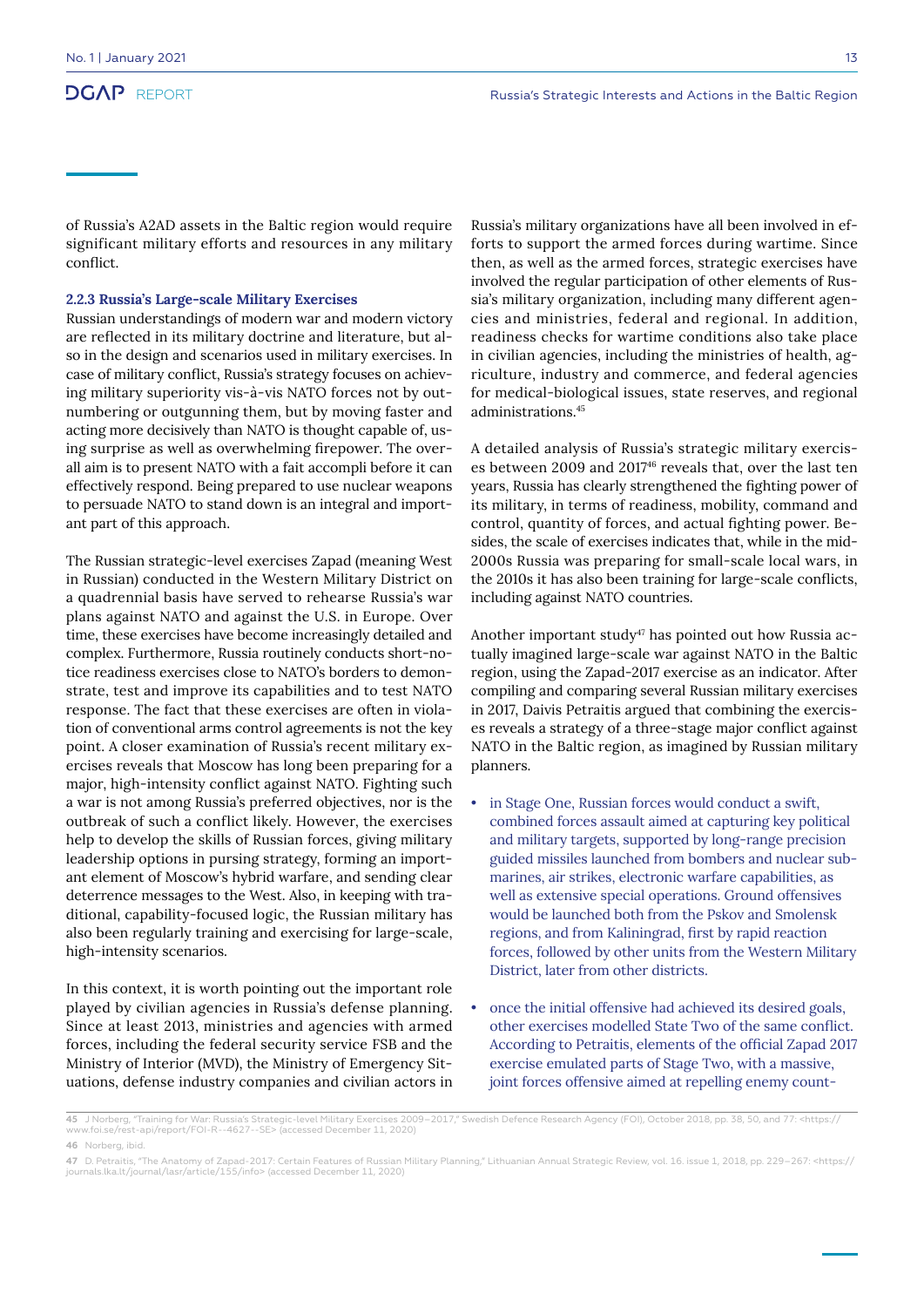of Russia's A2AD assets in the Baltic region would require significant military efforts and resources in any military conflict.

### 2.2.3 Russia's Large-scale Military Exercises

Russian understandings of modern war and modern victory are reflected in its military doctrine and literature, but also in the design and scenarios used in military exercises. In case of military conflict, Russia's strategy focuses on achieving military superiority vis-à-vis NATO forces not by outnumbering or outgunning them, but by moving faster and acting more decisively than NATO is thought capable of, using surprise as well as overwhelming firepower. The overall aim is to present NATO with a fait accompli before it can effectively respond. Being prepared to use nuclear weapons to persuade NATO to stand down is an integral and important part of this approach.

The Russian strategic-level exercises Zapad (meaning West in Russian) conducted in the Western Military District on a quadrennial basis have served to rehearse Russia's war plans against NATO and against the U.S. in Europe. Over time, these exercises have become increasingly detailed and complex. Furthermore, Russia routinely conducts short-notice readiness exercises close to NATO's borders to demonstrate, test and improve its capabilities and to test NATO response. The fact that these exercises are often in violation of conventional arms control agreements is not the key point. A closer examination of Russia's recent military exercises reveals that Moscow has long been preparing for a major, high-intensity conflict against NATO. Fighting such a war is not among Russia's preferred objectives, nor is the outbreak of such a conflict likely. However, the exercises help to develop the skills of Russian forces, giving military leadership options in pursing strategy, forming an important element of Moscow's hybrid warfare, and sending clear deterrence messages to the West. Also, in keeping with traditional, capability-focused logic, the Russian military has also been regularly training and exercising for large-scale, high-intensity scenarios.

In this context, it is worth pointing out the important role played by civilian agencies in Russia's defense planning. Since at least 2013, ministries and agencies with armed forces, including the federal security service FSB and the Ministry of Interior (MVD), the Ministry of Emergency Situations, defense industry companies and civilian actors in Russia's military organizations have all been involved in efforts to support the armed forces during wartime. Since then, as well as the armed forces, strategic exercises have involved the regular participation of other elements of Russia's military organization, including many different agencies and ministries, federal and regional. In addition, readiness checks for wartime conditions also take place in civilian agencies, including the ministries of health, agriculture, industry and commerce, and federal agencies for medical-biological issues, state reserves, and regional administrations.[45]

A detailed analysis of Russia's strategic military exercises between 2009 and 2017[46] reveals that, over the last ten years, Russia has clearly strengthened the fighting power of its military, in terms of readiness, mobility, command and control, quantity of forces, and actual fighting power. Besides, the scale of exercises indicates that, while in the mid-2000s Russia was preparing for small-scale local wars, in the 2010s it has also been training for large-scale conflicts, including against NATO countries.

Another important study[47] has pointed out how Russia actually imagined large-scale war against NATO in the Baltic region, using the Zapad-2017 exercise as an indicator. After compiling and comparing several Russian military exercises in 2017, Daivis Petraitis argued that combining the exercises reveals a strategy of a three-stage major conflict against NATO in the Baltic region, as imagined by Russian military planners.

- in Stage One, Russian forces would conduct a swift, combined forces assault aimed at capturing key political and military targets, supported by long-range precision guided missiles launched from bombers and nuclear submarines, air strikes, electronic warfare capabilities, as well as extensive special operations. Ground offensives would be launched both from the Pskov and Smolensk regions, and from Kaliningrad, first by rapid reaction forces, followed by other units from the Western Military District, later from other districts.
- once the initial offensive had achieved its desired goals, other exercises modelled State Two of the same conflict. According to Petraitis, elements of the official Zapad 2017 exercise emulated parts of Stage Two, with a massive, joint forces offensive aimed at repelling enemy count-

---

45 J Norberg, "Training for War: Russia's Strategic-level Military Exercises 2009–2017," Swedish Defence Research Agency (FOI), October 2018, pp. 38, 50, and 77: <https://www.foi.se/rest-api/report/FOI-R--4627--SE> (accessed December 11, 2020)

46 Norberg, ibid.

47 D. Petraitis, "The Anatomy of Zapad-2017: Certain Features of Russian Military Planning," Lithuanian Annual Strategic Review, vol. 16. issue 1, 2018, pp. 229–267: <https://journals.lka.lt/journal/lasr/article/155/info> (accessed December 11, 2020)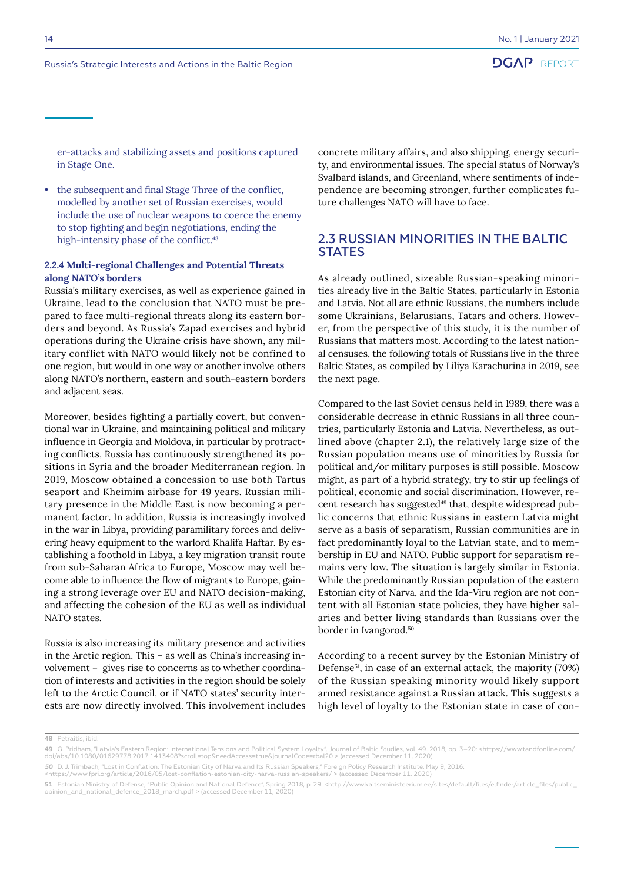er-attacks and stabilizing assets and positions captured in Stage One.

- the subsequent and final Stage Three of the conflict, modelled by another set of Russian exercises, would include the use of nuclear weapons to coerce the enemy to stop fighting and begin negotiations, ending the high-intensity phase of the conflict.[48]

#### 2.2.4 Multi-regional Challenges and Potential Threats along NATO's borders

Russia's military exercises, as well as experience gained in Ukraine, lead to the conclusion that NATO must be prepared to face multi-regional threats along its eastern borders and beyond. As Russia's Zapad exercises and hybrid operations during the Ukraine crisis have shown, any military conflict with NATO would likely not be confined to one region, but would in one way or another involve others along NATO's northern, eastern and south-eastern borders and adjacent seas.

Moreover, besides fighting a partially covert, but conventional war in Ukraine, and maintaining political and military influence in Georgia and Moldova, in particular by protracting conflicts, Russia has continuously strengthened its positions in Syria and the broader Mediterranean region. In 2019, Moscow obtained a concession to use both Tartus seaport and Kheimim airbase for 49 years. Russian military presence in the Middle East is now becoming a permanent factor. In addition, Russia is increasingly involved in the war in Libya, providing paramilitary forces and delivering heavy equipment to the warlord Khalifa Haftar. By establishing a foothold in Libya, a key migration transit route from sub-Saharan Africa to Europe, Moscow may well become able to influence the flow of migrants to Europe, gaining a strong leverage over EU and NATO decision-making, and affecting the cohesion of the EU as well as individual NATO states.

Russia is also increasing its military presence and activities in the Arctic region. This – as well as China's increasing involvement – gives rise to concerns as to whether coordination of interests and activities in the region should be solely left to the Arctic Council, or if NATO states' security interests are now directly involved. This involvement includes concrete military affairs, and also shipping, energy security, and environmental issues. The special status of Norway's Svalbard islands, and Greenland, where sentiments of independence are becoming stronger, further complicates future challenges NATO will have to face.

## 2.3 RUSSIAN MINORITIES IN THE BALTIC STATES

As already outlined, sizeable Russian-speaking minorities already live in the Baltic States, particularly in Estonia and Latvia. Not all are ethnic Russians, the numbers include some Ukrainians, Belarusians, Tatars and others. However, from the perspective of this study, it is the number of Russians that matters most. According to the latest national censuses, the following totals of Russians live in the three Baltic States, as compiled by Liliya Karachurina in 2019, see the next page.

Compared to the last Soviet census held in 1989, there was a considerable decrease in ethnic Russians in all three countries, particularly Estonia and Latvia. Nevertheless, as outlined above (chapter 2.1), the relatively large size of the Russian population means use of minorities by Russia for political and/or military purposes is still possible. Moscow might, as part of a hybrid strategy, try to stir up feelings of political, economic and social discrimination. However, recent research has suggested[49] that, despite widespread public concerns that ethnic Russians in eastern Latvia might serve as a basis of separatism, Russian communities are in fact predominantly loyal to the Latvian state, and to membership in EU and NATO. Public support for separatism remains very low. The situation is largely similar in Estonia. While the predominantly Russian population of the eastern Estonian city of Narva, and the Ida-Viru region are not content with all Estonian state policies, they have higher salaries and better living standards than Russians over the border in Ivangorod.[50]

According to a recent survey by the Estonian Ministry of Defense[51], in case of an external attack, the majority (70%) of the Russian speaking minority would likely support armed resistance against a Russian attack. This suggests a high level of loyalty to the Estonian state in case of con-

---

48 Petraitis, ibid.

49 G. Pridham, "Latvia's Eastern Region: International Tensions and Political System Loyalty", Journal of Baltic Studies, vol. 49. 2018, pp. 3–20: <https://www.tandfonline.com/doi/abs/10.1080/01629778.2017.1413408?scroll=top&needAccess=true&journalCode=rbal20 > (accessed December 11, 2020)

50 D. J. Trimbach, "Lost in Conflation: The Estonian City of Narva and Its Russian Speakers," Foreign Policy Research Institute, May 9, 2016: <https://www.fpri.org/article/2016/05/lost-conflation-estonian-city-narva-russian-speakers/ > (accessed December 11, 2020)

51 Estonian Ministry of Defense, "Public Opinion and National Defence", Spring 2018, p. 29: <http://www.kaitseministeerium.ee/sites/default/files/elfinder/article_files/public_opinion_and_national_defence_2018_march.pdf > (accessed December 11, 2020)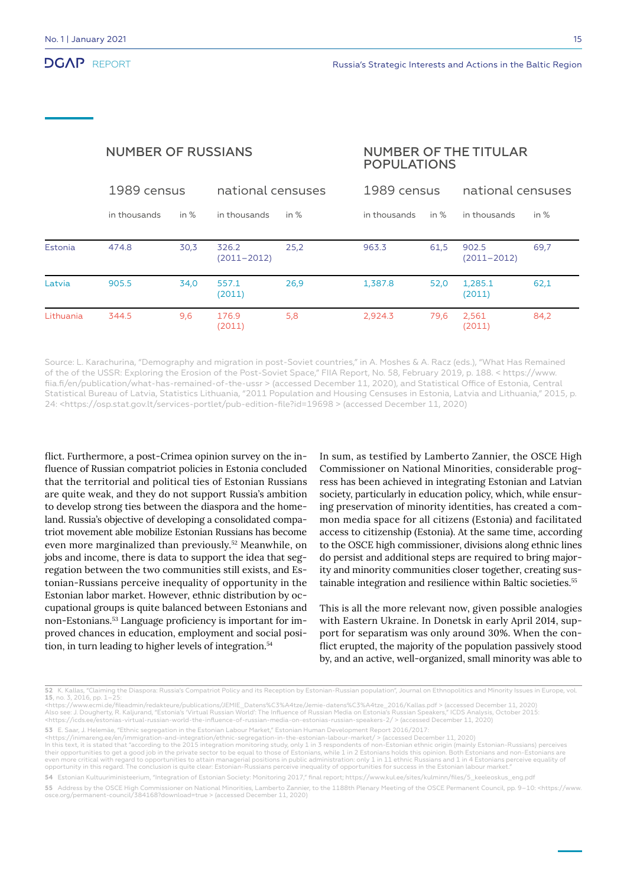| | NUMBER OF RUSSIANS | | | | NUMBER OF THE TITULAR POPULATIONS | | | |
|---|---|---|---|---|---|---|---|---|
| | 1989 census | | national censuses | | 1989 census | | national censuses | |
| | in thousands | in % | in thousands | in % | in thousands | in % | in thousands | in % |
| Estonia | 474.8 | 30,3 | 326.2 (2011–2012) | 25,2 | 963.3 | 61,5 | 902.5 (2011–2012) | 69,7 |
| Latvia | 905.5 | 34,0 | 557.1 (2011) | 26,9 | 1,387.8 | 52,0 | 1,285.1 (2011) | 62,1 |
| Lithuania | 344.5 | 9,6 | 176.9 (2011) | 5,8 | 2,924.3 | 79,6 | 2,561 (2011) | 84,2 |

Source: L. Karachurina, "Demography and migration in post-Soviet countries," in A. Moshes & A. Racz (eds.), "What Has Remained of the of the USSR: Exploring the Erosion of the Post-Soviet Space," FIIA Report, No. 58, February 2019, p. 188. < https://www.fiia.fi/en/publication/what-has-remained-of-the-ussr > (accessed December 11, 2020), and Statistical Office of Estonia, Central Statistical Bureau of Latvia, Statistics Lithuania, "2011 Population and Housing Censuses in Estonia, Latvia and Lithuania," 2015, p. 24: <https://osp.stat.gov.lt/services-portlet/pub-edition-file?id=19698 > (accessed December 11, 2020)

flict. Furthermore, a post-Crimea opinion survey on the influence of Russian compatriot policies in Estonia concluded that the territorial and political ties of Estonian Russians are quite weak, and they do not support Russia's ambition to develop strong ties between the diaspora and the homeland. Russia's objective of developing a consolidated compatriot movement able mobilize Estonian Russians has become even more marginalized than previously.[52] Meanwhile, on jobs and income, there is data to support the idea that segregation between the two communities still exists, and Estonian-Russians perceive inequality of opportunity in the Estonian labor market. However, ethnic distribution by occupational groups is quite balanced between Estonians and non-Estonians.[53] Language proficiency is important for improved chances in education, employment and social position, in turn leading to higher levels of integration.[54]

In sum, as testified by Lamberto Zannier, the OSCE High Commissioner on National Minorities, considerable progress has been achieved in integrating Estonian and Latvian society, particularly in education policy, which, while ensuring preservation of minority identities, has created a common media space for all citizens (Estonia) and facilitated access to citizenship (Estonia). At the same time, according to the OSCE high commissioner, divisions along ethnic lines do persist and additional steps are required to bring majority and minority communities closer together, creating sustainable integration and resilience within Baltic societies.[55]

This is all the more relevant now, given possible analogies with Eastern Ukraine. In Donetsk in early April 2014, support for separatism was only around 30%. When the conflict erupted, the majority of the population passively stood by, and an active, well-organized, small minority was able to

52 K. Kallas, "Claiming the Diaspora: Russia's Compatriot Policy and its Reception by Estonian-Russian population", Journal on Ethnopolitics and Minority Issues in Europe, vol. **15**, no. 3, 2016, pp. 1–25:
<https://www.ecmi.de/fileadmin/redakteure/publications/JEMIE_Datens%C3%A4tze/Jemie-datens%C3%A4tze_2016/Kallas.pdf > (accessed December 11, 2020)
Also see: J. Dougherty, R. Kaljurand, "Estonia's 'Virtual Russian World': The Influence of Russian Media on Estonia's Russian Speakers," ICDS Analysis, October 2015: <https://icds.ee/estonias-virtual-russian-world-the-influence-of-russian-media-on-estonias-russian-speakers-2/ > (accessed December 11, 2020)

53 E. Saar, J. Helemäe, "Ethnic segregation in the Estonian Labour Market," Estonian Human Development Report 2016/2017:
<https://inimareng.ee/en/immigration-and-integration/ethnic-segregation-in-the-estonian-labour-market/ > (accessed December 11, 2020)
In this text, it is stated that "according to the 2015 integration monitoring study, only 1 in 3 respondents of non-Estonian ethnic origin (mainly Estonian-Russians) perceives their opportunities to get a good job in the private sector to be equal to those of Estonians, while 1 in 2 Estonians holds this opinion. Both Estonians and non-Estonians are even more critical with regard to opportunities to attain managerial positions in public administration: only 1 in 11 ethnic Russians and 1 in 4 Estonians perceive equality of opportunity in this regard. The conclusion is quite clear: Estonian-Russians perceive inequality of opportunities for success in the Estonian labour market."

54 Estonian Kultuuriministeerium, "Integration of Estonian Society: Monitoring 2017," final report; https://www.kul.ee/sites/kulminn/files/5_keeleoskus_eng.pdf

55 Address by the OSCE High Commissioner on National Minorities, Lamberto Zannier, to the 1188th Plenary Meeting of the OSCE Permanent Council, pp. 9–10: <https://www.osce.org/permanent-council/384168?download=true > (accessed December 11, 2020)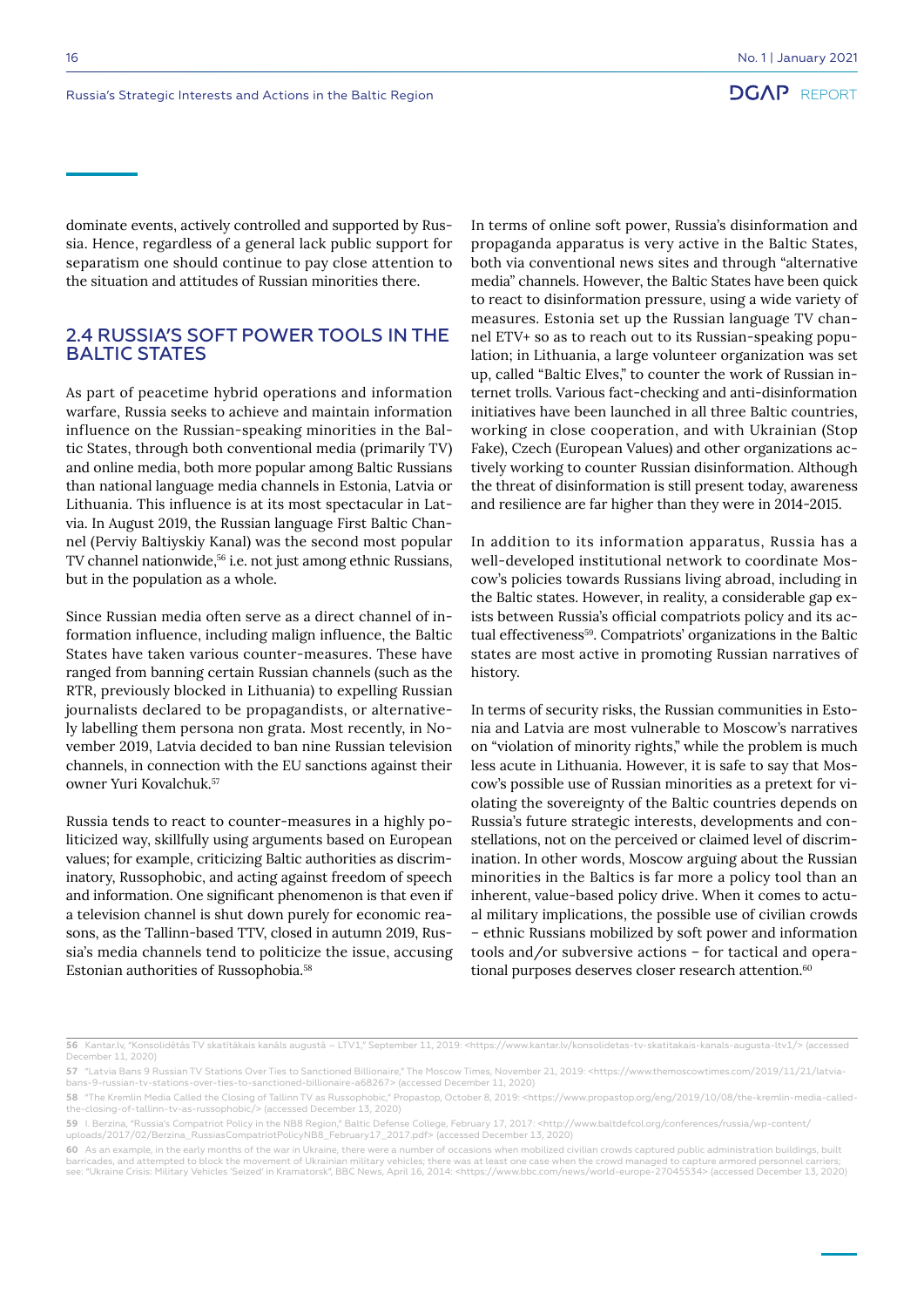dominate events, actively controlled and supported by Russia. Hence, regardless of a general lack public support for separatism one should continue to pay close attention to the situation and attitudes of Russian minorities there.

## 2.4 RUSSIA'S SOFT POWER TOOLS IN THE BALTIC STATES

As part of peacetime hybrid operations and information warfare, Russia seeks to achieve and maintain information influence on the Russian-speaking minorities in the Baltic States, through both conventional media (primarily TV) and online media, both more popular among Baltic Russians than national language media channels in Estonia, Latvia or Lithuania. This influence is at its most spectacular in Latvia. In August 2019, the Russian language First Baltic Channel (Perviy Baltiyskiy Kanal) was the second most popular TV channel nationwide,[56] i.e. not just among ethnic Russians, but in the population as a whole.

Since Russian media often serve as a direct channel of information influence, including malign influence, the Baltic States have taken various counter-measures. These have ranged from banning certain Russian channels (such as the RTR, previously blocked in Lithuania) to expelling Russian journalists declared to be propagandists, or alternatively labelling them persona non grata. Most recently, in November 2019, Latvia decided to ban nine Russian television channels, in connection with the EU sanctions against their owner Yuri Kovalchuk.[57]

Russia tends to react to counter-measures in a highly politicized way, skillfully using arguments based on European values; for example, criticizing Baltic authorities as discriminatory, Russophobic, and acting against freedom of speech and information. One significant phenomenon is that even if a television channel is shut down purely for economic reasons, as the Tallinn-based TTV, closed in autumn 2019, Russia's media channels tend to politicize the issue, accusing Estonian authorities of Russophobia.[58]

In terms of online soft power, Russia's disinformation and propaganda apparatus is very active in the Baltic States, both via conventional news sites and through "alternative media" channels. However, the Baltic States have been quick to react to disinformation pressure, using a wide variety of measures. Estonia set up the Russian language TV channel ETV+ so as to reach out to its Russian-speaking population; in Lithuania, a large volunteer organization was set up, called "Baltic Elves," to counter the work of Russian internet trolls. Various fact-checking and anti-disinformation initiatives have been launched in all three Baltic countries, working in close cooperation, and with Ukrainian (Stop Fake), Czech (European Values) and other organizations actively working to counter Russian disinformation. Although the threat of disinformation is still present today, awareness and resilience are far higher than they were in 2014-2015.

In addition to its information apparatus, Russia has a well-developed institutional network to coordinate Moscow's policies towards Russians living abroad, including in the Baltic states. However, in reality, a considerable gap exists between Russia's official compatriots policy and its actual effectiveness[59]. Compatriots' organizations in the Baltic states are most active in promoting Russian narratives of history.

In terms of security risks, the Russian communities in Estonia and Latvia are most vulnerable to Moscow's narratives on "violation of minority rights," while the problem is much less acute in Lithuania. However, it is safe to say that Moscow's possible use of Russian minorities as a pretext for violating the sovereignty of the Baltic countries depends on Russia's future strategic interests, developments and constellations, not on the perceived or claimed level of discrimination. In other words, Moscow arguing about the Russian minorities in the Baltics is far more a policy tool than an inherent, value-based policy drive. When it comes to actual military implications, the possible use of civilian crowds – ethnic Russians mobilized by soft power and information tools and/or subversive actions – for tactical and operational purposes deserves closer research attention.[60]

---

56 Kantar.lv, "Konsolidētās TV skatītākais kanāls augustā – LTV1," September 11, 2019: <https://www.kantar.lv/konsolidetas-tv-skatitakais-kanals-augusta-ltv1/> (accessed December 11, 2020)

57 "Latvia Bans 9 Russian TV Stations Over Ties to Sanctioned Billionaire," The Moscow Times, November 21, 2019: <https://www.themoscowtimes.com/2019/11/21/latvia-bans-9-russian-tv-stations-over-ties-to-sanctioned-billionaire-a68267> (accessed December 11, 2020)

58 "The Kremlin Media Called the Closing of Tallinn TV as Russophobic," Propastop, October 8, 2019: <https://www.propastop.org/eng/2019/10/08/the-kremlin-media-called-the-closing-of-tallinn-tv-as-russophobic/> (accessed December 13, 2020)

59 I. Berzina, "Russia's Compatriot Policy in the NB8 Region," Baltic Defense College, February 17, 2017: <http://www.baltdefcol.org/conferences/russia/wp-content/uploads/2017/02/Berzina_RussiasCompatriotPolicyNB8_February17_2017.pdf> (accessed December 13, 2020)

60 As an example, in the early months of the war in Ukraine, there were a number of occasions when mobilized civilian crowds captured public administration buildings, built barricades, and attempted to block the movement of Ukrainian military vehicles; there was at least one case when the crowd managed to capture armored personnel carriers; see: "Ukraine Crisis: Military Vehicles 'Seized' in Kramatorsk", BBC News, April 16, 2014: <https://www.bbc.com/news/world-europe-27045534> (accessed December 13, 2020)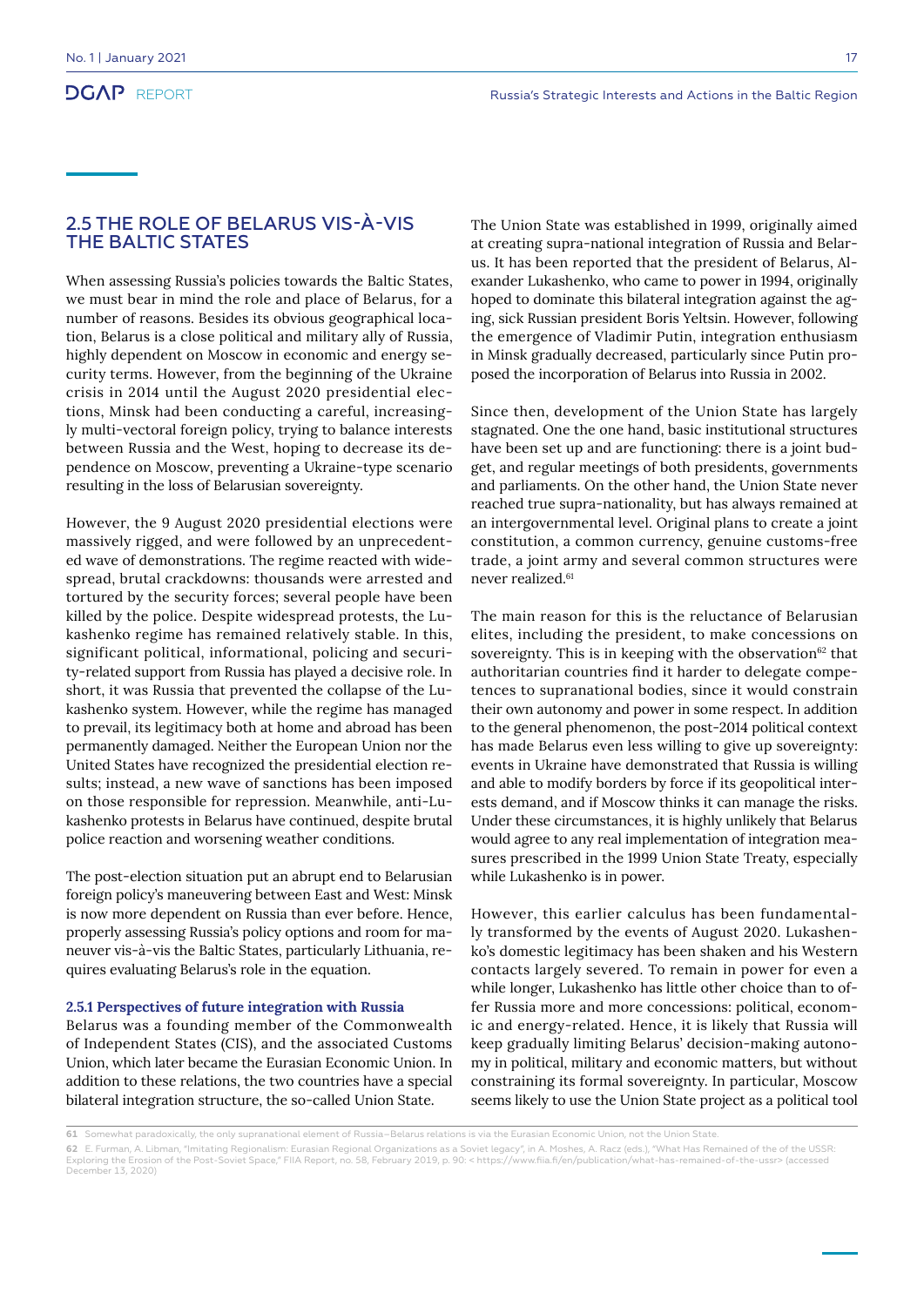## 2.5 THE ROLE OF BELARUS VIS-À-VIS THE BALTIC STATES

When assessing Russia's policies towards the Baltic States, we must bear in mind the role and place of Belarus, for a number of reasons. Besides its obvious geographical location, Belarus is a close political and military ally of Russia, highly dependent on Moscow in economic and energy security terms. However, from the beginning of the Ukraine crisis in 2014 until the August 2020 presidential elections, Minsk had been conducting a careful, increasingly multi-vectoral foreign policy, trying to balance interests between Russia and the West, hoping to decrease its dependence on Moscow, preventing a Ukraine-type scenario resulting in the loss of Belarusian sovereignty.

However, the 9 August 2020 presidential elections were massively rigged, and were followed by an unprecedented wave of demonstrations. The regime reacted with widespread, brutal crackdowns: thousands were arrested and tortured by the security forces; several people have been killed by the police. Despite widespread protests, the Lukashenko regime has remained relatively stable. In this, significant political, informational, policing and security-related support from Russia has played a decisive role. In short, it was Russia that prevented the collapse of the Lukashenko system. However, while the regime has managed to prevail, its legitimacy both at home and abroad has been permanently damaged. Neither the European Union nor the United States have recognized the presidential election results; instead, a new wave of sanctions has been imposed on those responsible for repression. Meanwhile, anti-Lukashenko protests in Belarus have continued, despite brutal police reaction and worsening weather conditions.

The post-election situation put an abrupt end to Belarusian foreign policy's maneuvering between East and West: Minsk is now more dependent on Russia than ever before. Hence, properly assessing Russia's policy options and room for maneuver vis-à-vis the Baltic States, particularly Lithuania, requires evaluating Belarus's role in the equation.

### 2.5.1 Perspectives of future integration with Russia

Belarus was a founding member of the Commonwealth of Independent States (CIS), and the associated Customs Union, which later became the Eurasian Economic Union. In addition to these relations, the two countries have a special bilateral integration structure, the so-called Union State.

The Union State was established in 1999, originally aimed at creating supra-national integration of Russia and Belarus. It has been reported that the president of Belarus, Alexander Lukashenko, who came to power in 1994, originally hoped to dominate this bilateral integration against the aging, sick Russian president Boris Yeltsin. However, following the emergence of Vladimir Putin, integration enthusiasm in Minsk gradually decreased, particularly since Putin proposed the incorporation of Belarus into Russia in 2002.

Since then, development of the Union State has largely stagnated. One the one hand, basic institutional structures have been set up and are functioning: there is a joint budget, and regular meetings of both presidents, governments and parliaments. On the other hand, the Union State never reached true supra-nationality, but has always remained at an intergovernmental level. Original plans to create a joint constitution, a common currency, genuine customs-free trade, a joint army and several common structures were never realized.[61]

The main reason for this is the reluctance of Belarusian elites, including the president, to make concessions on sovereignty. This is in keeping with the observation[62] that authoritarian countries find it harder to delegate competences to supranational bodies, since it would constrain their own autonomy and power in some respect. In addition to the general phenomenon, the post-2014 political context has made Belarus even less willing to give up sovereignty: events in Ukraine have demonstrated that Russia is willing and able to modify borders by force if its geopolitical interests demand, and if Moscow thinks it can manage the risks. Under these circumstances, it is highly unlikely that Belarus would agree to any real implementation of integration measures prescribed in the 1999 Union State Treaty, especially while Lukashenko is in power.

However, this earlier calculus has been fundamentally transformed by the events of August 2020. Lukashenko's domestic legitimacy has been shaken and his Western contacts largely severed. To remain in power for even a while longer, Lukashenko has little other choice than to offer Russia more and more concessions: political, economic and energy-related. Hence, it is likely that Russia will keep gradually limiting Belarus' decision-making autonomy in political, military and economic matters, but without constraining its formal sovereignty. In particular, Moscow seems likely to use the Union State project as a political tool

---

61 Somewhat paradoxically, the only supranational element of Russia–Belarus relations is via the Eurasian Economic Union, not the Union State.

62 E. Furman, A. Libman, "Imitating Regionalism: Eurasian Regional Organizations as a Soviet legacy", in A. Moshes, A. Racz (eds.), "What Has Remained of the of the USSR: Exploring the Erosion of the Post-Soviet Space," FIIA Report, no. 58, February 2019, p. 90: < https://www.fiia.fi/en/publication/what-has-remained-of-the-ussr> (accessed December 13, 2020)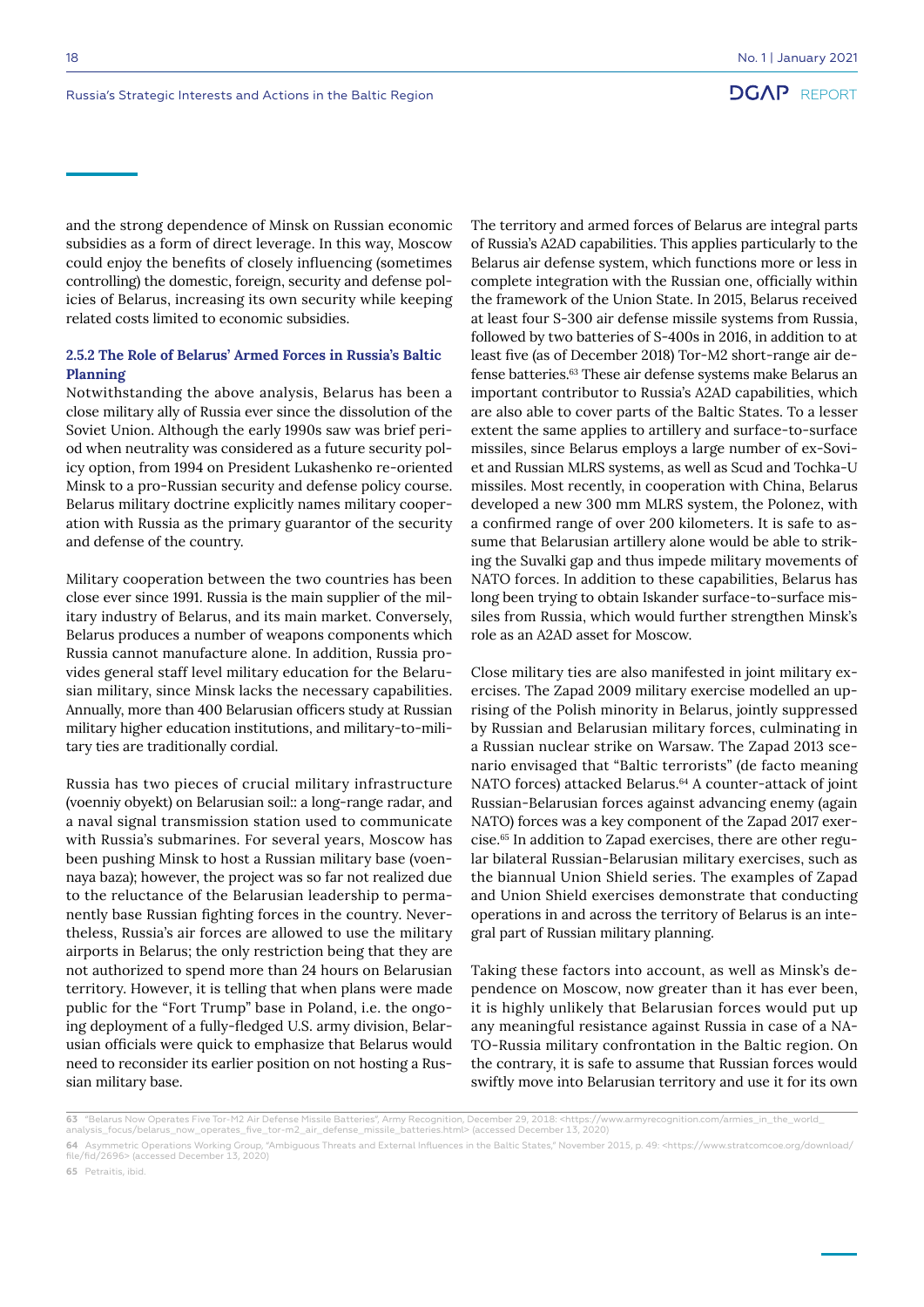and the strong dependence of Minsk on Russian economic subsidies as a form of direct leverage. In this way, Moscow could enjoy the benefits of closely influencing (sometimes controlling) the domestic, foreign, security and defense policies of Belarus, increasing its own security while keeping related costs limited to economic subsidies.

### 2.5.2 The Role of Belarus' Armed Forces in Russia's Baltic Planning

Notwithstanding the above analysis, Belarus has been a close military ally of Russia ever since the dissolution of the Soviet Union. Although the early 1990s saw was brief period when neutrality was considered as a future security policy option, from 1994 on President Lukashenko re-oriented Minsk to a pro-Russian security and defense policy course. Belarus military doctrine explicitly names military cooperation with Russia as the primary guarantor of the security and defense of the country.

Military cooperation between the two countries has been close ever since 1991. Russia is the main supplier of the military industry of Belarus, and its main market. Conversely, Belarus produces a number of weapons components which Russia cannot manufacture alone. In addition, Russia provides general staff level military education for the Belarusian military, since Minsk lacks the necessary capabilities. Annually, more than 400 Belarusian officers study at Russian military higher education institutions, and military-to-military ties are traditionally cordial.

Russia has two pieces of crucial military infrastructure (voenniy obyekt) on Belarusian soil:: a long-range radar, and a naval signal transmission station used to communicate with Russia's submarines. For several years, Moscow has been pushing Minsk to host a Russian military base (voennaya baza); however, the project was so far not realized due to the reluctance of the Belarusian leadership to permanently base Russian fighting forces in the country. Nevertheless, Russia's air forces are allowed to use the military airports in Belarus; the only restriction being that they are not authorized to spend more than 24 hours on Belarusian territory. However, it is telling that when plans were made public for the "Fort Trump" base in Poland, i.e. the ongoing deployment of a fully-fledged U.S. army division, Belarusian officials were quick to emphasize that Belarus would need to reconsider its earlier position on not hosting a Russian military base.

The territory and armed forces of Belarus are integral parts of Russia's A2AD capabilities. This applies particularly to the Belarus air defense system, which functions more or less in complete integration with the Russian one, officially within the framework of the Union State. In 2015, Belarus received at least four S-300 air defense missile systems from Russia, followed by two batteries of S-400s in 2016, in addition to at least five (as of December 2018) Tor-M2 short-range air defense batteries.[63] These air defense systems make Belarus an important contributor to Russia's A2AD capabilities, which are also able to cover parts of the Baltic States. To a lesser extent the same applies to artillery and surface-to-surface missiles, since Belarus employs a large number of ex-Soviet and Russian MLRS systems, as well as Scud and Tochka-U missiles. Most recently, in cooperation with China, Belarus developed a new 300 mm MLRS system, the Polonez, with a confirmed range of over 200 kilometers. It is safe to assume that Belarusian artillery alone would be able to striking the Suvalki gap and thus impede military movements of NATO forces. In addition to these capabilities, Belarus has long been trying to obtain Iskander surface-to-surface missiles from Russia, which would further strengthen Minsk's role as an A2AD asset for Moscow.

Close military ties are also manifested in joint military exercises. The Zapad 2009 military exercise modelled an uprising of the Polish minority in Belarus, jointly suppressed by Russian and Belarusian military forces, culminating in a Russian nuclear strike on Warsaw. The Zapad 2013 scenario envisaged that "Baltic terrorists" (de facto meaning NATO forces) attacked Belarus.[64] A counter-attack of joint Russian-Belarusian forces against advancing enemy (again NATO) forces was a key component of the Zapad 2017 exercise.[65] In addition to Zapad exercises, there are other regular bilateral Russian-Belarusian military exercises, such as the biannual Union Shield series. The examples of Zapad and Union Shield exercises demonstrate that conducting operations in and across the territory of Belarus is an integral part of Russian military planning.

Taking these factors into account, as well as Minsk's dependence on Moscow, now greater than it has ever been, it is highly unlikely that Belarusian forces would put up any meaningful resistance against Russia in case of a NATO-Russia military confrontation in the Baltic region. On the contrary, it is safe to assume that Russian forces would swiftly move into Belarusian territory and use it for its own

---

63 "Belarus Now Operates Five Tor-M2 Air Defense Missile Batteries", Army Recognition, December 29, 2018: <https://www.armyrecognition.com/armies_in_the_world_analysis_focus/belarus_now_operates_five_tor-m2_air_defense_missile_batteries.html> (accessed December 13, 2020)

64 Asymmetric Operations Working Group, "Ambiguous Threats and External Influences in the Baltic States," November 2015, p. 49: <https://www.stratcomcoe.org/download/file/fid/2696> (accessed December 13, 2020)

65 Petraitis, ibid.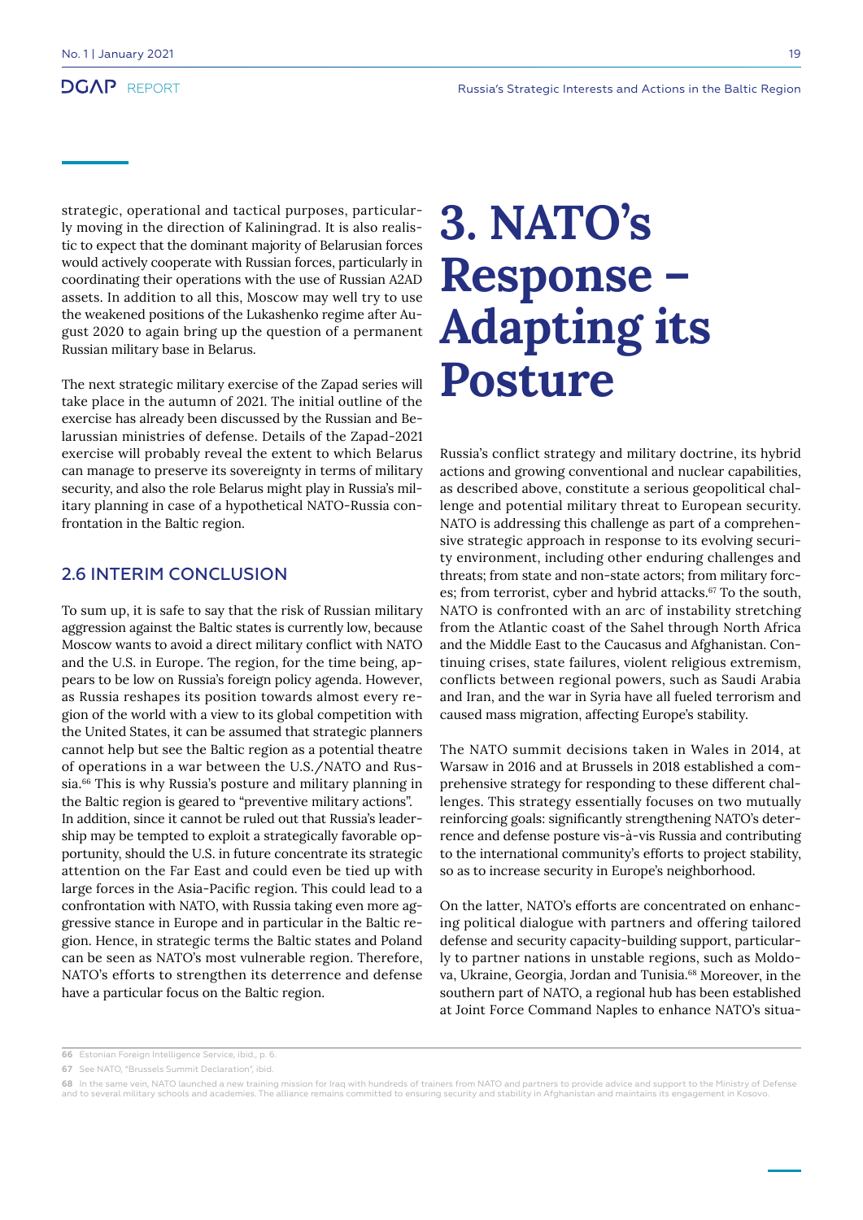strategic, operational and tactical purposes, particularly moving in the direction of Kaliningrad. It is also realistic to expect that the dominant majority of Belarusian forces would actively cooperate with Russian forces, particularly in coordinating their operations with the use of Russian A2AD assets. In addition to all this, Moscow may well try to use the weakened positions of the Lukashenko regime after August 2020 to again bring up the question of a permanent Russian military base in Belarus.

The next strategic military exercise of the Zapad series will take place in the autumn of 2021. The initial outline of the exercise has already been discussed by the Russian and Belarussian ministries of defense. Details of the Zapad-2021 exercise will probably reveal the extent to which Belarus can manage to preserve its sovereignty in terms of military security, and also the role Belarus might play in Russia's military planning in case of a hypothetical NATO-Russia confrontation in the Baltic region.

## 2.6 INTERIM CONCLUSION

To sum up, it is safe to say that the risk of Russian military aggression against the Baltic states is currently low, because Moscow wants to avoid a direct military conflict with NATO and the U.S. in Europe. The region, for the time being, appears to be low on Russia's foreign policy agenda. However, as Russia reshapes its position towards almost every region of the world with a view to its global competition with the United States, it can be assumed that strategic planners cannot help but see the Baltic region as a potential theatre of operations in a war between the U.S./NATO and Russia.[66] This is why Russia's posture and military planning in the Baltic region is geared to "preventive military actions". In addition, since it cannot be ruled out that Russia's leadership may be tempted to exploit a strategically favorable opportunity, should the U.S. in future concentrate its strategic attention on the Far East and could even be tied up with large forces in the Asia-Pacific region. This could lead to a confrontation with NATO, with Russia taking even more aggressive stance in Europe and in particular in the Baltic region. Hence, in strategic terms the Baltic states and Poland can be seen as NATO's most vulnerable region. Therefore, NATO's efforts to strengthen its deterrence and defense have a particular focus on the Baltic region.

# 3. NATO's Response – Adapting its Posture

Russia's conflict strategy and military doctrine, its hybrid actions and growing conventional and nuclear capabilities, as described above, constitute a serious geopolitical challenge and potential military threat to European security. NATO is addressing this challenge as part of a comprehensive strategic approach in response to its evolving security environment, including other enduring challenges and threats; from state and non-state actors; from military forces; from terrorist, cyber and hybrid attacks.[67] To the south, NATO is confronted with an arc of instability stretching from the Atlantic coast of the Sahel through North Africa and the Middle East to the Caucasus and Afghanistan. Continuing crises, state failures, violent religious extremism, conflicts between regional powers, such as Saudi Arabia and Iran, and the war in Syria have all fueled terrorism and caused mass migration, affecting Europe's stability.

The NATO summit decisions taken in Wales in 2014, at Warsaw in 2016 and at Brussels in 2018 established a comprehensive strategy for responding to these different challenges. This strategy essentially focuses on two mutually reinforcing goals: significantly strengthening NATO's deterrence and defense posture vis-à-vis Russia and contributing to the international community's efforts to project stability, so as to increase security in Europe's neighborhood.

On the latter, NATO's efforts are concentrated on enhancing political dialogue with partners and offering tailored defense and security capacity-building support, particularly to partner nations in unstable regions, such as Moldova, Ukraine, Georgia, Jordan and Tunisia.[68] Moreover, in the southern part of NATO, a regional hub has been established at Joint Force Command Naples to enhance NATO's situa-

---

66 Estonian Foreign Intelligence Service, ibid., p. 6.

67 See NATO, "Brussels Summit Declaration", ibid.

68 In the same vein, NATO launched a new training mission for Iraq with hundreds of trainers from NATO and partners to provide advice and support to the Ministry of Defense and to several military schools and academies. The alliance remains committed to ensuring security and stability in Afghanistan and maintains its engagement in Kosovo.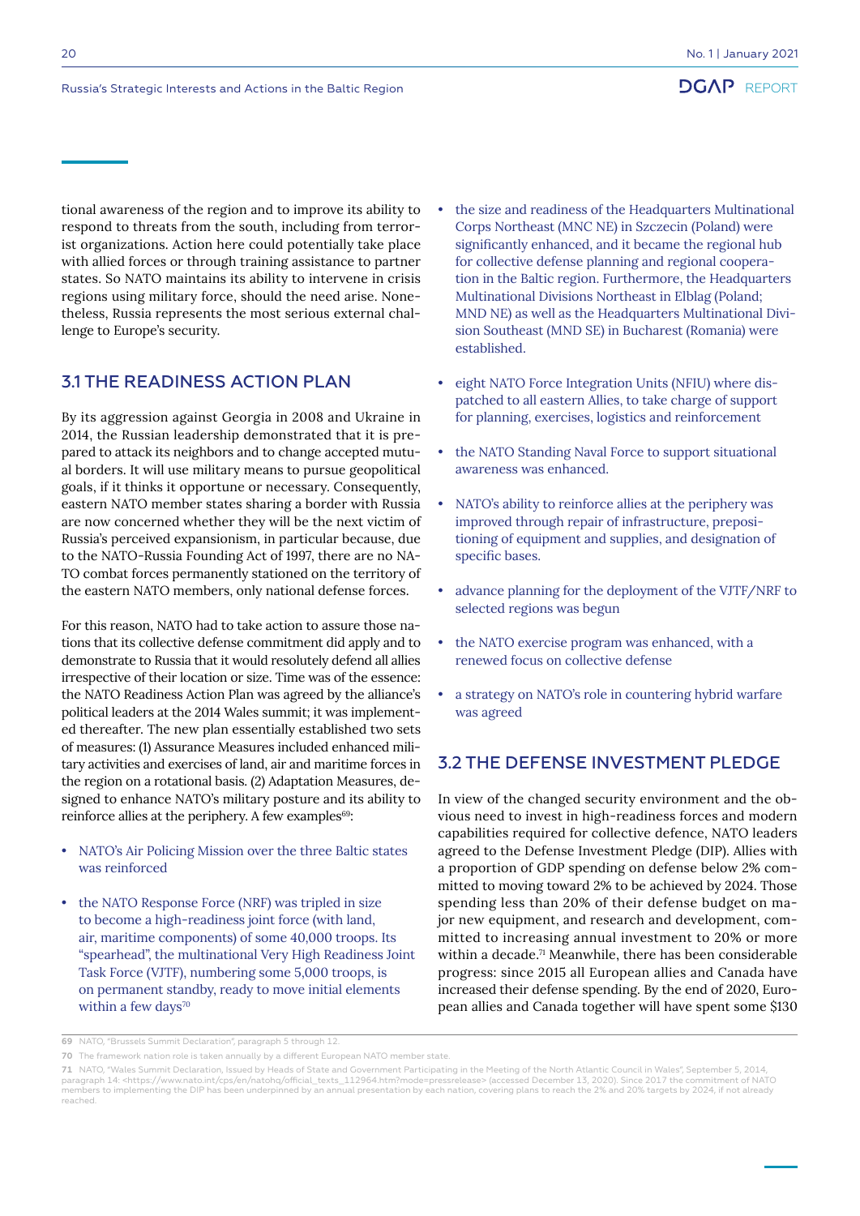tional awareness of the region and to improve its ability to respond to threats from the south, including from terrorist organizations. Action here could potentially take place with allied forces or through training assistance to partner states. So NATO maintains its ability to intervene in crisis regions using military force, should the need arise. Nonetheless, Russia represents the most serious external challenge to Europe's security.

## 3.1 THE READINESS ACTION PLAN

By its aggression against Georgia in 2008 and Ukraine in 2014, the Russian leadership demonstrated that it is prepared to attack its neighbors and to change accepted mutual borders. It will use military means to pursue geopolitical goals, if it thinks it opportune or necessary. Consequently, eastern NATO member states sharing a border with Russia are now concerned whether they will be the next victim of Russia's perceived expansionism, in particular because, due to the NATO-Russia Founding Act of 1997, there are no NATO combat forces permanently stationed on the territory of the eastern NATO members, only national defense forces.

For this reason, NATO had to take action to assure those nations that its collective defense commitment did apply and to demonstrate to Russia that it would resolutely defend all allies irrespective of their location or size. Time was of the essence: the NATO Readiness Action Plan was agreed by the alliance's political leaders at the 2014 Wales summit; it was implemented thereafter. The new plan essentially established two sets of measures: (1) Assurance Measures included enhanced military activities and exercises of land, air and maritime forces in the region on a rotational basis. (2) Adaptation Measures, designed to enhance NATO's military posture and its ability to reinforce allies at the periphery. A few examples[69]:

- NATO's Air Policing Mission over the three Baltic states was reinforced
- the NATO Response Force (NRF) was tripled in size to become a high-readiness joint force (with land, air, maritime components) of some 40,000 troops. Its "spearhead", the multinational Very High Readiness Joint Task Force (VJTF), numbering some 5,000 troops, is on permanent standby, ready to move initial elements within a few days[70]
- the size and readiness of the Headquarters Multinational Corps Northeast (MNC NE) in Szczecin (Poland) were significantly enhanced, and it became the regional hub for collective defense planning and regional cooperation in the Baltic region. Furthermore, the Headquarters Multinational Divisions Northeast in Elblag (Poland; MND NE) as well as the Headquarters Multinational Division Southeast (MND SE) in Bucharest (Romania) were established.
- eight NATO Force Integration Units (NFIU) where dispatched to all eastern Allies, to take charge of support for planning, exercises, logistics and reinforcement
- the NATO Standing Naval Force to support situational awareness was enhanced.
- NATO's ability to reinforce allies at the periphery was improved through repair of infrastructure, prepositioning of equipment and supplies, and designation of specific bases.
- advance planning for the deployment of the VJTF/NRF to selected regions was begun
- the NATO exercise program was enhanced, with a renewed focus on collective defense
- a strategy on NATO's role in countering hybrid warfare was agreed

## 3.2 THE DEFENSE INVESTMENT PLEDGE

In view of the changed security environment and the obvious need to invest in high-readiness forces and modern capabilities required for collective defence, NATO leaders agreed to the Defense Investment Pledge (DIP). Allies with a proportion of GDP spending on defense below 2% committed to moving toward 2% to be achieved by 2024. Those spending less than 20% of their defense budget on major new equipment, and research and development, committed to increasing annual investment to 20% or more within a decade.[71] Meanwhile, there has been considerable progress: since 2015 all European allies and Canada have increased their defense spending. By the end of 2020, European allies and Canada together will have spent some $130

---

69 NATO, "Brussels Summit Declaration", paragraph 5 through 12.

70 The framework nation role is taken annually by a different European NATO member state.

71 NATO, "Wales Summit Declaration, Issued by Heads of State and Government Participating in the Meeting of the North Atlantic Council in Wales", September 5, 2014, paragraph 14: <https://www.nato.int/cps/en/natohq/official_texts_112964.htm?mode=pressrelease> (accessed December 13, 2020). Since 2017 the commitment of NATO members to implementing the DIP has been underpinned by an annual presentation by each nation, covering plans to reach the 2% and 20% targets by 2024, if not already reached.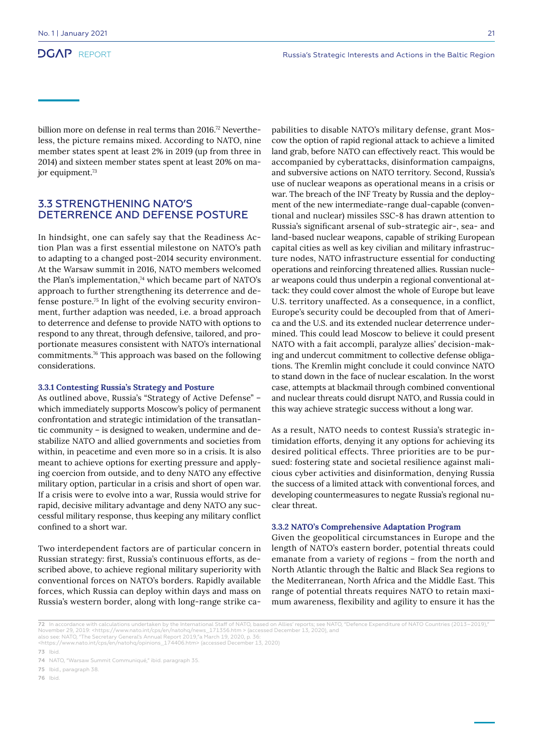billion more on defense in real terms than 2016.[72] Nevertheless, the picture remains mixed. According to NATO, nine member states spent at least 2% in 2019 (up from three in 2014) and sixteen member states spent at least 20% on major equipment.[73]

## 3.3 STRENGTHENING NATO'S DETERRENCE AND DEFENSE POSTURE

In hindsight, one can safely say that the Readiness Action Plan was a first essential milestone on NATO's path to adapting to a changed post-2014 security environment. At the Warsaw summit in 2016, NATO members welcomed the Plan's implementation,[74] which became part of NATO's approach to further strengthening its deterrence and defense posture.[75] In light of the evolving security environment, further adaption was needed, i.e. a broad approach to deterrence and defense to provide NATO with options to respond to any threat, through defensive, tailored, and proportionate measures consistent with NATO's international commitments.[76] This approach was based on the following considerations.

### 3.3.1 Contesting Russia's Strategy and Posture

As outlined above, Russia's "Strategy of Active Defense" – which immediately supports Moscow's policy of permanent confrontation and strategic intimidation of the transatlantic community – is designed to weaken, undermine and destabilize NATO and allied governments and societies from within, in peacetime and even more so in a crisis. It is also meant to achieve options for exerting pressure and applying coercion from outside, and to deny NATO any effective military option, particular in a crisis and short of open war. If a crisis were to evolve into a war, Russia would strive for rapid, decisive military advantage and deny NATO any successful military response, thus keeping any military conflict confined to a short war.

Two interdependent factors are of particular concern in Russian strategy: first, Russia's continuous efforts, as described above, to achieve regional military superiority with conventional forces on NATO's borders. Rapidly available forces, which Russia can deploy within days and mass on Russia's western border, along with long-range strike capabilities to disable NATO's military defense, grant Moscow the option of rapid regional attack to achieve a limited land grab, before NATO can effectively react. This would be accompanied by cyberattacks, disinformation campaigns, and subversive actions on NATO territory. Second, Russia's use of nuclear weapons as operational means in a crisis or war. The breach of the INF Treaty by Russia and the deployment of the new intermediate-range dual-capable (conventional and nuclear) missiles SSC-8 has drawn attention to Russia's significant arsenal of sub-strategic air-, sea- and land-based nuclear weapons, capable of striking European capital cities as well as key civilian and military infrastructure nodes, NATO infrastructure essential for conducting operations and reinforcing threatened allies. Russian nuclear weapons could thus underpin a regional conventional attack: they could cover almost the whole of Europe but leave U.S. territory unaffected. As a consequence, in a conflict, Europe's security could be decoupled from that of America and the U.S. and its extended nuclear deterrence undermined. This could lead Moscow to believe it could present NATO with a fait accompli, paralyze allies' decision-making and undercut commitment to collective defense obligations. The Kremlin might conclude it could convince NATO to stand down in the face of nuclear escalation. In the worst case, attempts at blackmail through combined conventional and nuclear threats could disrupt NATO, and Russia could in this way achieve strategic success without a long war.

As a result, NATO needs to contest Russia's strategic intimidation efforts, denying it any options for achieving its desired political effects. Three priorities are to be pursued: fostering state and societal resilience against malicious cyber activities and disinformation, denying Russia the success of a limited attack with conventional forces, and developing countermeasures to negate Russia's regional nuclear threat.

### 3.3.2 NATO's Comprehensive Adaptation Program

Given the geopolitical circumstances in Europe and the length of NATO's eastern border, potential threats could emanate from a variety of regions – from the north and North Atlantic through the Baltic and Black Sea regions to the Mediterranean, North Africa and the Middle East. This range of potential threats requires NATO to retain maximum awareness, flexibility and agility to ensure it has the

---

72 In accordance with calculations undertaken by the International Staff of NATO, based on Allies' reports; see NATO, "Defence Expenditure of NATO Countries (2013–2019)," November 29, 2019: <https://www.nato.int/cps/en/natohq/news_171356.htm > (accessed December 13, 2020), and also see: NATO, "The Secretary General's Annual Report 2019,"a March 19, 2020, p. 36: <https://www.nato.int/cps/en/natohq/opinions_174406.htm> (accessed December 13, 2020)

73 Ibid.

74 NATO, "Warsaw Summit Communiqué," ibid. paragraph 35.

75 Ibid., paragraph 38.

76 Ibid.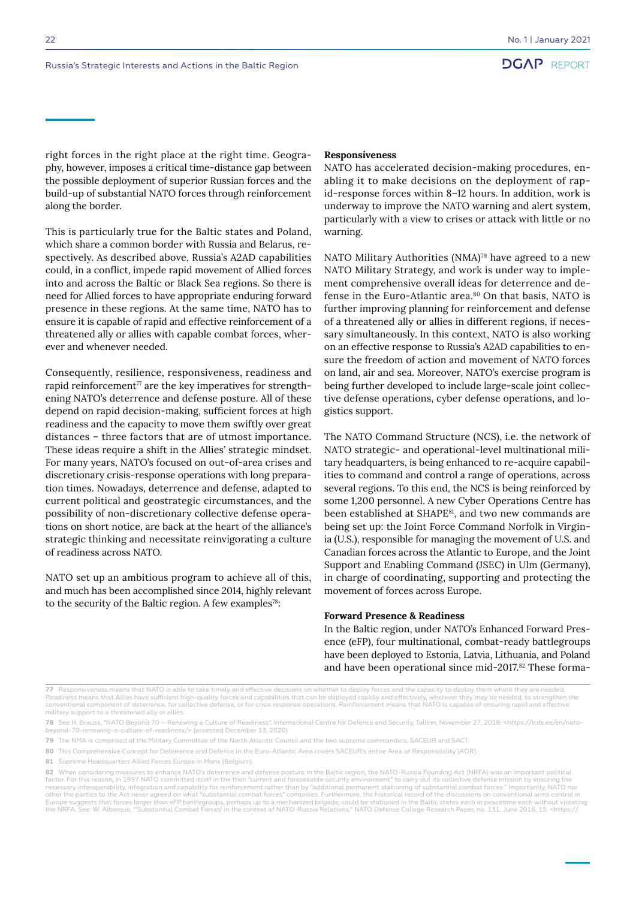right forces in the right place at the right time. Geography, however, imposes a critical time-distance gap between the possible deployment of superior Russian forces and the build-up of substantial NATO forces through reinforcement along the border.

This is particularly true for the Baltic states and Poland, which share a common border with Russia and Belarus, respectively. As described above, Russia's A2AD capabilities could, in a conflict, impede rapid movement of Allied forces into and across the Baltic or Black Sea regions. So there is need for Allied forces to have appropriate enduring forward presence in these regions. At the same time, NATO has to ensure it is capable of rapid and effective reinforcement of a threatened ally or allies with capable combat forces, wherever and whenever needed.

Consequently, resilience, responsiveness, readiness and rapid reinforcement[77] are the key imperatives for strengthening NATO's deterrence and defense posture. All of these depend on rapid decision-making, sufficient forces at high readiness and the capacity to move them swiftly over great distances – three factors that are of utmost importance. These ideas require a shift in the Allies' strategic mindset. For many years, NATO's focused on out-of-area crises and discretionary crisis-response operations with long preparation times. Nowadays, deterrence and defense, adapted to current political and geostrategic circumstances, and the possibility of non-discretionary collective defense operations on short notice, are back at the heart of the alliance's strategic thinking and necessitate reinvigorating a culture of readiness across NATO.

NATO set up an ambitious program to achieve all of this, and much has been accomplished since 2014, highly relevant to the security of the Baltic region. A few examples[78]:

**Responsiveness**

NATO has accelerated decision-making procedures, enabling it to make decisions on the deployment of rapid-response forces within 8–12 hours. In addition, work is underway to improve the NATO warning and alert system, particularly with a view to crises or attack with little or no warning.

NATO Military Authorities (NMA)[79] have agreed to a new NATO Military Strategy, and work is under way to implement comprehensive overall ideas for deterrence and defense in the Euro-Atlantic area.[80] On that basis, NATO is further improving planning for reinforcement and defense of a threatened ally or allies in different regions, if necessary simultaneously. In this context, NATO is also working on an effective response to Russia's A2AD capabilities to ensure the freedom of action and movement of NATO forces on land, air and sea. Moreover, NATO's exercise program is being further developed to include large-scale joint collective defense operations, cyber defense operations, and logistics support.

The NATO Command Structure (NCS), i.e. the network of NATO strategic- and operational-level multinational military headquarters, is being enhanced to re-acquire capabilities to command and control a range of operations, across several regions. To this end, the NCS is being reinforced by some 1,200 personnel. A new Cyber Operations Centre has been established at SHAPE[81], and two new commands are being set up: the Joint Force Command Norfolk in Virginia (U.S.), responsible for managing the movement of U.S. and Canadian forces across the Atlantic to Europe, and the Joint Support and Enabling Command (JSEC) in Ulm (Germany), in charge of coordinating, supporting and protecting the movement of forces across Europe.

**Forward Presence & Readiness**

In the Baltic region, under NATO's Enhanced Forward Presence (eFP), four multinational, combat-ready battlegroups have been deployed to Estonia, Latvia, Lithuania, and Poland and have been operational since mid-2017.[82] These forma-

---

77 Responsiveness means that NATO is able to take timely and effective decisions on whether to deploy forces and the capacity to deploy them where they are needed. Readiness means that Allies have sufficient high-quality forces and capabilities that can be deployed rapidly and effectively, wherever they may be needed, to strengthen the conventional component of deterrence, for collective defense, or for crisis response operations. Reinforcement means that NATO is capable of ensuring rapid and effective military support to a threatened ally or allies.

78 See H. Brauss, "NATO Beyond 70 – Renewing a Culture of Readiness", International Centre for Defence and Security, Tallinn, November 27, 2018: <https://icds.ee/en/nato-beyond-70-renewing-a-culture-of-readiness/> (accessed December 13, 2020)

79 The NMA is comprised of the Military Committee of the North Atlantic Council and the two supreme commanders, SACEUR and SACT.

80 This Comprehensive Concept for Deterrence and Defence in the Euro-Atlantic Area covers SACEUR's entire Area of Responsibility (AOR).

81 Supreme Headquarters Allied Forces Europe in Mons (Belgium).

82 When considering measures to enhance NATO's deterrence and defense posture in the Baltic region, the NATO-Russia Founding Act (NRFA) was an important political factor. For this reason, in 1997 NATO committed itself in the then "current and foreseeable security environment" to carry out its collective defense mission by ensuring the necessary interoperability, integration and capability for reinforcement rather than by "additional permanent stationing of substantial combat forces." Importantly, NATO nor other the parties to the Act never agreed on what "substantial combat forces" comprises. Furthermore, the historical record of the discussions on conventional arms control in Europe suggests that forces larger than eFP battlegroups, perhaps up to a mechanized brigade, could be stationed in the Baltic states each in peacetime each without violating the NRFA. See: W. Alberque, "'Substantial Combat Forces' in the context of NATO-Russia Relations," NATO Defense College Research Paper, no. 131, June 2016, 15. <https://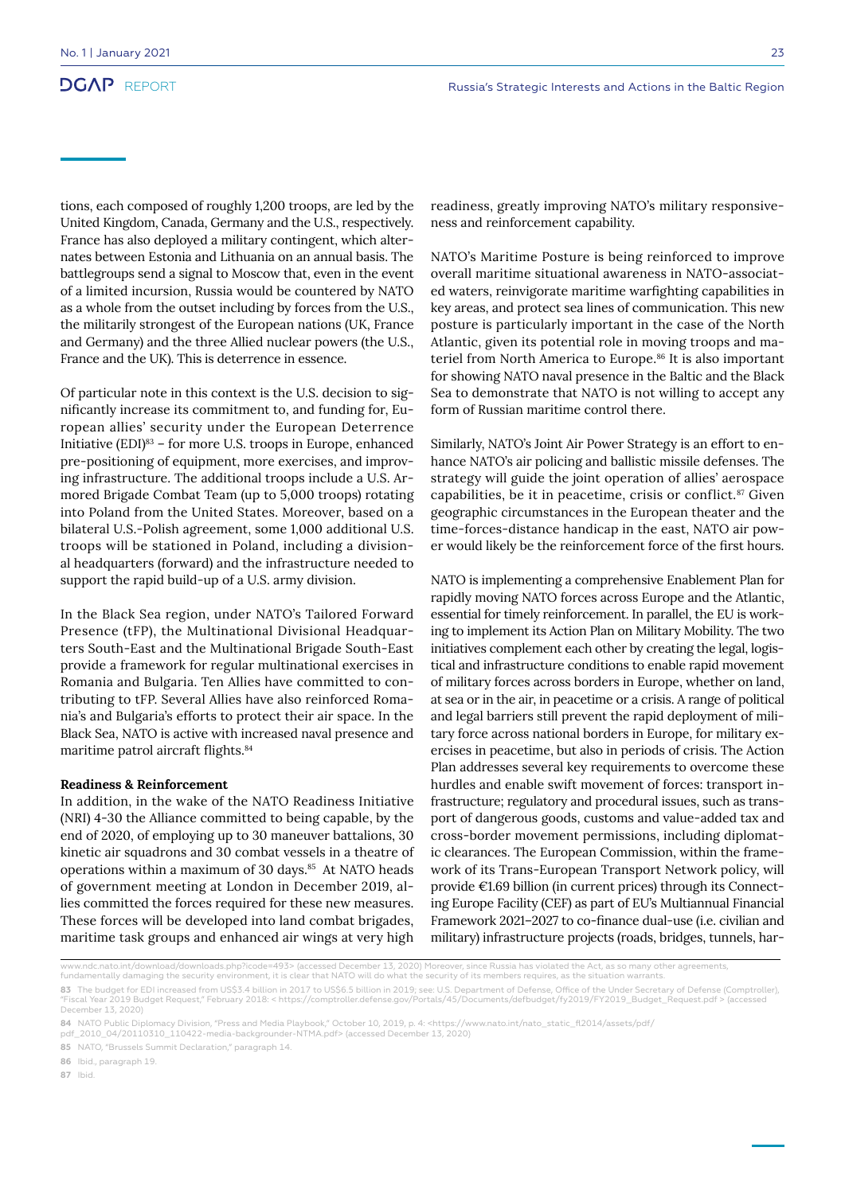tions, each composed of roughly 1,200 troops, are led by the United Kingdom, Canada, Germany and the U.S., respectively. France has also deployed a military contingent, which alternates between Estonia and Lithuania on an annual basis. The battlegroups send a signal to Moscow that, even in the event of a limited incursion, Russia would be countered by NATO as a whole from the outset including by forces from the U.S., the militarily strongest of the European nations (UK, France and Germany) and the three Allied nuclear powers (the U.S., France and the UK). This is deterrence in essence.

Of particular note in this context is the U.S. decision to significantly increase its commitment to, and funding for, European allies' security under the European Deterrence Initiative (EDI)[83] – for more U.S. troops in Europe, enhanced pre-positioning of equipment, more exercises, and improving infrastructure. The additional troops include a U.S. Armored Brigade Combat Team (up to 5,000 troops) rotating into Poland from the United States. Moreover, based on a bilateral U.S.-Polish agreement, some 1,000 additional U.S. troops will be stationed in Poland, including a divisional headquarters (forward) and the infrastructure needed to support the rapid build-up of a U.S. army division.

In the Black Sea region, under NATO's Tailored Forward Presence (tFP), the Multinational Divisional Headquarters South-East and the Multinational Brigade South-East provide a framework for regular multinational exercises in Romania and Bulgaria. Ten Allies have committed to contributing to tFP. Several Allies have also reinforced Romania's and Bulgaria's efforts to protect their air space. In the Black Sea, NATO is active with increased naval presence and maritime patrol aircraft flights.[84]

**Readiness & Reinforcement**

In addition, in the wake of the NATO Readiness Initiative (NRI) 4-30 the Alliance committed to being capable, by the end of 2020, of employing up to 30 maneuver battalions, 30 kinetic air squadrons and 30 combat vessels in a theatre of operations within a maximum of 30 days.[85] At NATO heads of government meeting at London in December 2019, allies committed the forces required for these new measures. These forces will be developed into land combat brigades, maritime task groups and enhanced air wings at very high readiness, greatly improving NATO's military responsiveness and reinforcement capability.

NATO's Maritime Posture is being reinforced to improve overall maritime situational awareness in NATO-associated waters, reinvigorate maritime warfighting capabilities in key areas, and protect sea lines of communication. This new posture is particularly important in the case of the North Atlantic, given its potential role in moving troops and materiel from North America to Europe.[86] It is also important for showing NATO naval presence in the Baltic and the Black Sea to demonstrate that NATO is not willing to accept any form of Russian maritime control there.

Similarly, NATO's Joint Air Power Strategy is an effort to enhance NATO's air policing and ballistic missile defenses. The strategy will guide the joint operation of allies' aerospace capabilities, be it in peacetime, crisis or conflict.[87] Given geographic circumstances in the European theater and the time-forces-distance handicap in the east, NATO air power would likely be the reinforcement force of the first hours.

NATO is implementing a comprehensive Enablement Plan for rapidly moving NATO forces across Europe and the Atlantic, essential for timely reinforcement. In parallel, the EU is working to implement its Action Plan on Military Mobility. The two initiatives complement each other by creating the legal, logistical and infrastructure conditions to enable rapid movement of military forces across borders in Europe, whether on land, at sea or in the air, in peacetime or a crisis. A range of political and legal barriers still prevent the rapid deployment of military force across national borders in Europe, for military exercises in peacetime, but also in periods of crisis. The Action Plan addresses several key requirements to overcome these hurdles and enable swift movement of forces: transport infrastructure; regulatory and procedural issues, such as transport of dangerous goods, customs and value-added tax and cross-border movement permissions, including diplomatic clearances. The European Commission, within the framework of its Trans-European Transport Network policy, will provide €1.69 billion (in current prices) through its Connecting Europe Facility (CEF) as part of EU's Multiannual Financial Framework 2021–2027 to co-finance dual-use (i.e. civilian and military) infrastructure projects (roads, bridges, tunnels, har-

---

www.ndc.nato.int/download/downloads.php?icode=493> (accessed December 13, 2020) Moreover, since Russia has violated the Act, as so many other agreements, fundamentally damaging the security environment, it is clear that NATO will do what the security of its members requires, as the situation warrants.

83 The budget for EDI increased from US$3.4 billion in 2017 to US$6.5 billion in 2019; see: U.S. Department of Defense, Office of the Under Secretary of Defense (Comptroller), "Fiscal Year 2019 Budget Request," February 2018: < https://comptroller.defense.gov/Portals/45/Documents/defbudget/fy2019/FY2019_Budget_Request.pdf > (accessed December 13, 2020)

84 NATO Public Diplomacy Division, "Press and Media Playbook," October 10, 2019, p. 4: <https://www.nato.int/nato_static_fl2014/assets/pdf/pdf_2010_04/20110310_110422-media-backgrounder-NTMA.pdf> (accessed December 13, 2020)

85 NATO, "Brussels Summit Declaration," paragraph 14.

86 Ibid., paragraph 19.

87 Ibid.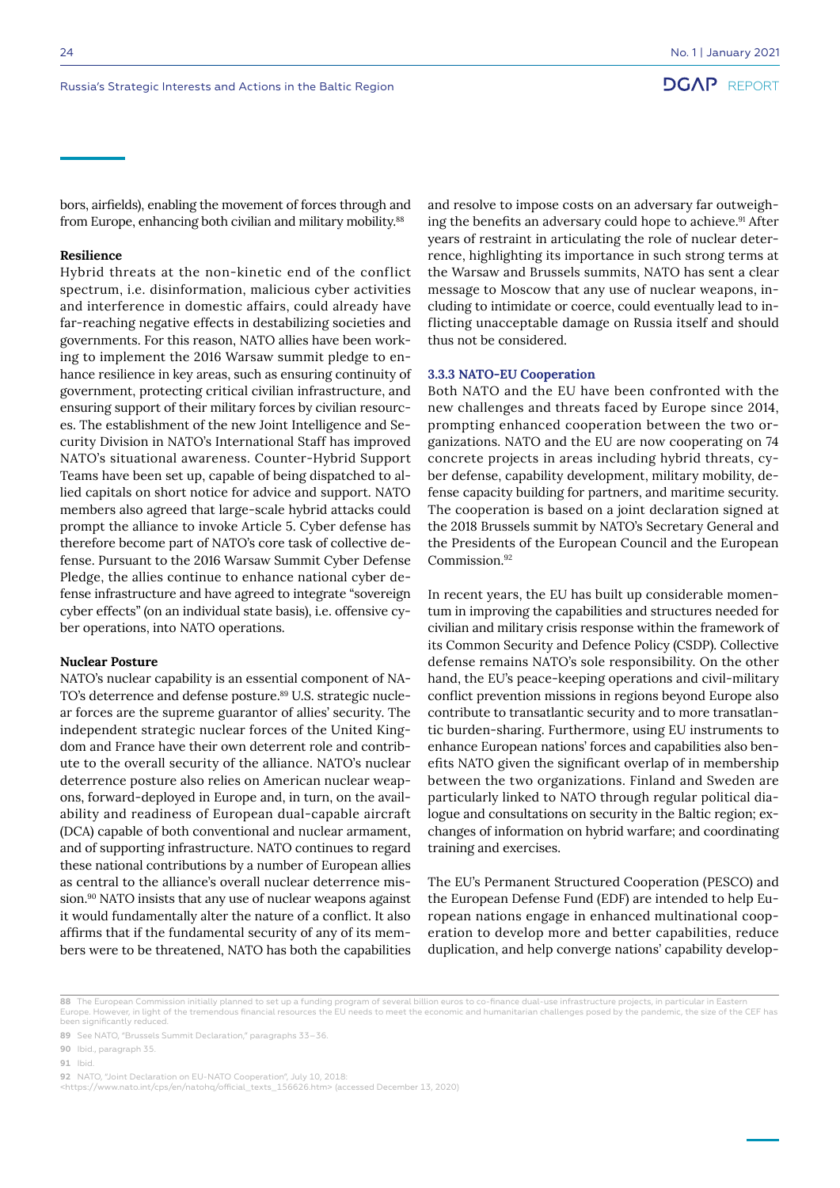bors, airfields), enabling the movement of forces through and from Europe, enhancing both civilian and military mobility.[88]

**Resilience**

Hybrid threats at the non-kinetic end of the conflict spectrum, i.e. disinformation, malicious cyber activities and interference in domestic affairs, could already have far-reaching negative effects in destabilizing societies and governments. For this reason, NATO allies have been working to implement the 2016 Warsaw summit pledge to enhance resilience in key areas, such as ensuring continuity of government, protecting critical civilian infrastructure, and ensuring support of their military forces by civilian resources. The establishment of the new Joint Intelligence and Security Division in NATO's International Staff has improved NATO's situational awareness. Counter-Hybrid Support Teams have been set up, capable of being dispatched to allied capitals on short notice for advice and support. NATO members also agreed that large-scale hybrid attacks could prompt the alliance to invoke Article 5. Cyber defense has therefore become part of NATO's core task of collective defense. Pursuant to the 2016 Warsaw Summit Cyber Defense Pledge, the allies continue to enhance national cyber defense infrastructure and have agreed to integrate "sovereign cyber effects" (on an individual state basis), i.e. offensive cyber operations, into NATO operations.

**Nuclear Posture**

NATO's nuclear capability is an essential component of NATO's deterrence and defense posture.[89] U.S. strategic nuclear forces are the supreme guarantor of allies' security. The independent strategic nuclear forces of the United Kingdom and France have their own deterrent role and contribute to the overall security of the alliance. NATO's nuclear deterrence posture also relies on American nuclear weapons, forward-deployed in Europe and, in turn, on the availability and readiness of European dual-capable aircraft (DCA) capable of both conventional and nuclear armament, and of supporting infrastructure. NATO continues to regard these national contributions by a number of European allies as central to the alliance's overall nuclear deterrence mission.[90] NATO insists that any use of nuclear weapons against it would fundamentally alter the nature of a conflict. It also affirms that if the fundamental security of any of its members were to be threatened, NATO has both the capabilities and resolve to impose costs on an adversary far outweighing the benefits an adversary could hope to achieve.[91] After years of restraint in articulating the role of nuclear deterrence, highlighting its importance in such strong terms at the Warsaw and Brussels summits, NATO has sent a clear message to Moscow that any use of nuclear weapons, including to intimidate or coerce, could eventually lead to inflicting unacceptable damage on Russia itself and should thus not be considered.

#### 3.3.3 NATO-EU Cooperation

Both NATO and the EU have been confronted with the new challenges and threats faced by Europe since 2014, prompting enhanced cooperation between the two organizations. NATO and the EU are now cooperating on 74 concrete projects in areas including hybrid threats, cyber defense, capability development, military mobility, defense capacity building for partners, and maritime security. The cooperation is based on a joint declaration signed at the 2018 Brussels summit by NATO's Secretary General and the Presidents of the European Council and the European Commission.[92]

In recent years, the EU has built up considerable momentum in improving the capabilities and structures needed for civilian and military crisis response within the framework of its Common Security and Defence Policy (CSDP). Collective defense remains NATO's sole responsibility. On the other hand, the EU's peace-keeping operations and civil-military conflict prevention missions in regions beyond Europe also contribute to transatlantic security and to more transatlantic burden-sharing. Furthermore, using EU instruments to enhance European nations' forces and capabilities also benefits NATO given the significant overlap of in membership between the two organizations. Finland and Sweden are particularly linked to NATO through regular political dialogue and consultations on security in the Baltic region; exchanges of information on hybrid warfare; and coordinating training and exercises.

The EU's Permanent Structured Cooperation (PESCO) and the European Defense Fund (EDF) are intended to help European nations engage in enhanced multinational cooperation to develop more and better capabilities, reduce duplication, and help converge nations' capability develop-

---

88 The European Commission initially planned to set up a funding program of several billion euros to co-finance dual-use infrastructure projects, in particular in Eastern Europe. However, in light of the tremendous financial resources the EU needs to meet the economic and humanitarian challenges posed by the pandemic, the size of the CEF has been significantly reduced.

89 See NATO, "Brussels Summit Declaration," paragraphs 33–36.

90 Ibid., paragraph 35.

91 Ibid.

92 NATO, "Joint Declaration on EU-NATO Cooperation", July 10, 2018: <https://www.nato.int/cps/en/natohq/official_texts_156626.htm> (accessed December 13, 2020)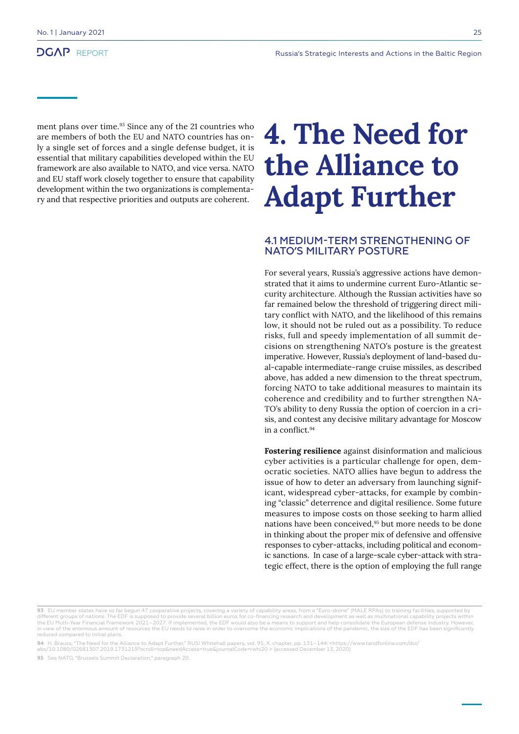ment plans over time.[93] Since any of the 21 countries who are members of both the EU and NATO countries has only a single set of forces and a single defense budget, it is essential that military capabilities developed within the EU framework are also available to NATO, and vice versa. NATO and EU staff work closely together to ensure that capability development within the two organizations is complementary and that respective priorities and outputs are coherent.

# 4. The Need for the Alliance to Adapt Further

## 4.1 MEDIUM-TERM STRENGTHENING OF NATO'S MILITARY POSTURE

For several years, Russia's aggressive actions have demonstrated that it aims to undermine current Euro-Atlantic security architecture. Although the Russian activities have so far remained below the threshold of triggering direct military conflict with NATO, and the likelihood of this remains low, it should not be ruled out as a possibility. To reduce risks, full and speedy implementation of all summit decisions on strengthening NATO's posture is the greatest imperative. However, Russia's deployment of land-based dual-capable intermediate-range cruise missiles, as described above, has added a new dimension to the threat spectrum, forcing NATO to take additional measures to maintain its coherence and credibility and to further strengthen NATO's ability to deny Russia the option of coercion in a crisis, and contest any decisive military advantage for Moscow in a conflict.[94]

**Fostering resilience** against disinformation and malicious cyber activities is a particular challenge for open, democratic societies. NATO allies have begun to address the issue of how to deter an adversary from launching significant, widespread cyber-attacks, for example by combining "classic" deterrence and digital resilience. Some future measures to impose costs on those seeking to harm allied nations have been conceived,[95] but more needs to be done in thinking about the proper mix of defensive and offensive responses to cyber-attacks, including political and economic sanctions. In case of a large-scale cyber-attack with strategic effect, there is the option of employing the full range

---

93 EU member states have so far begun 47 cooperative projects, covering a variety of capability areas, from a "Euro-drone" (MALE RPAs) to training facilities, supported by different groups of nations. The EDF is supposed to provide several billion euros for co-financing research and development as well as multinational capability projects within the EU Multi-Year Financial Framework 2021–2027. If implemented, the EDF would also be a means to support and help consolidate the European defense industry. However, in view of the enormous amount of resources the EU needs to raise in order to overcome the economic implications of the pandemic, the size of the EDF has been significantly reduced compared to initial plans.

94 H. Brauss, "The Need for the Alliance to Adapt Further," RUSI Whitehall papers, vol. 95, X. chapter, pp. 131–144: <https://www.tandfonline.com/doi/abs/10.1080/02681307.2019.1731219?scroll=top&needAccess=true&journalCode=rwhi20 > (accessed December 13, 2020)

95 See NATO, "Brussels Summit Declaration," paragraph 20.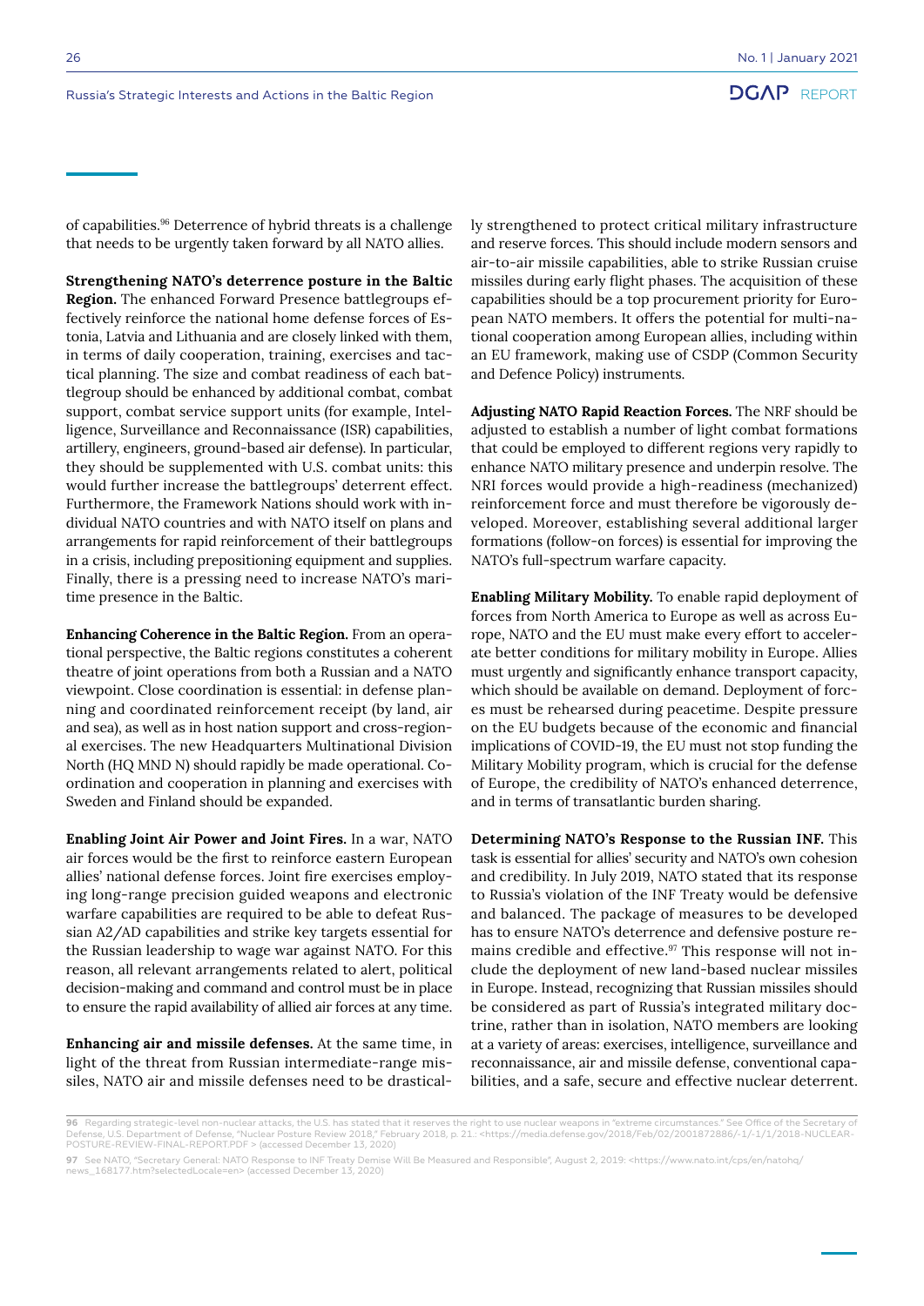of capabilities.[96] Deterrence of hybrid threats is a challenge that needs to be urgently taken forward by all NATO allies.

**Strengthening NATO's deterrence posture in the Baltic Region.** The enhanced Forward Presence battlegroups effectively reinforce the national home defense forces of Estonia, Latvia and Lithuania and are closely linked with them, in terms of daily cooperation, training, exercises and tactical planning. The size and combat readiness of each battlegroup should be enhanced by additional combat, combat support, combat service support units (for example, Intelligence, Surveillance and Reconnaissance (ISR) capabilities, artillery, engineers, ground-based air defense). In particular, they should be supplemented with U.S. combat units: this would further increase the battlegroups' deterrent effect. Furthermore, the Framework Nations should work with individual NATO countries and with NATO itself on plans and arrangements for rapid reinforcement of their battlegroups in a crisis, including prepositioning equipment and supplies. Finally, there is a pressing need to increase NATO's maritime presence in the Baltic.

**Enhancing Coherence in the Baltic Region.** From an operational perspective, the Baltic regions constitutes a coherent theatre of joint operations from both a Russian and a NATO viewpoint. Close coordination is essential: in defense planning and coordinated reinforcement receipt (by land, air and sea), as well as in host nation support and cross-regional exercises. The new Headquarters Multinational Division North (HQ MND N) should rapidly be made operational. Coordination and cooperation in planning and exercises with Sweden and Finland should be expanded.

**Enabling Joint Air Power and Joint Fires.** In a war, NATO air forces would be the first to reinforce eastern European allies' national defense forces. Joint fire exercises employing long-range precision guided weapons and electronic warfare capabilities are required to be able to defeat Russian A2/AD capabilities and strike key targets essential for the Russian leadership to wage war against NATO. For this reason, all relevant arrangements related to alert, political decision-making and command and control must be in place to ensure the rapid availability of allied air forces at any time.

**Enhancing air and missile defenses.** At the same time, in light of the threat from Russian intermediate-range missiles, NATO air and missile defenses need to be drastically strengthened to protect critical military infrastructure and reserve forces. This should include modern sensors and air-to-air missile capabilities, able to strike Russian cruise missiles during early flight phases. The acquisition of these capabilities should be a top procurement priority for European NATO members. It offers the potential for multi-national cooperation among European allies, including within an EU framework, making use of CSDP (Common Security and Defence Policy) instruments.

**Adjusting NATO Rapid Reaction Forces.** The NRF should be adjusted to establish a number of light combat formations that could be employed to different regions very rapidly to enhance NATO military presence and underpin resolve. The NRI forces would provide a high-readiness (mechanized) reinforcement force and must therefore be vigorously developed. Moreover, establishing several additional larger formations (follow-on forces) is essential for improving the NATO's full-spectrum warfare capacity.

**Enabling Military Mobility.** To enable rapid deployment of forces from North America to Europe as well as across Europe, NATO and the EU must make every effort to accelerate better conditions for military mobility in Europe. Allies must urgently and significantly enhance transport capacity, which should be available on demand. Deployment of forces must be rehearsed during peacetime. Despite pressure on the EU budgets because of the economic and financial implications of COVID-19, the EU must not stop funding the Military Mobility program, which is crucial for the defense of Europe, the credibility of NATO's enhanced deterrence, and in terms of transatlantic burden sharing.

**Determining NATO's Response to the Russian INF.** This task is essential for allies' security and NATO's own cohesion and credibility. In July 2019, NATO stated that its response to Russia's violation of the INF Treaty would be defensive and balanced. The package of measures to be developed has to ensure NATO's deterrence and defensive posture remains credible and effective.[97] This response will not include the deployment of new land-based nuclear missiles in Europe. Instead, recognizing that Russian missiles should be considered as part of Russia's integrated military doctrine, rather than in isolation, NATO members are looking at a variety of areas: exercises, intelligence, surveillance and reconnaissance, air and missile defense, conventional capabilities, and a safe, secure and effective nuclear deterrent.

---

[96] Regarding strategic-level non-nuclear attacks, the U.S. has stated that it reserves the right to use nuclear weapons in "extreme circumstances." See Office of the Secretary of Defense, U.S. Department of Defense, "Nuclear Posture Review 2018," February 2018, p. 21.: <https://media.defense.gov/2018/Feb/02/2001872886/-1/-1/1/2018-NUCLEAR-POSTURE-REVIEW-FINAL-REPORT.PDF > (accessed December 13, 2020)

[97] See NATO, "Secretary General: NATO Response to INF Treaty Demise Will Be Measured and Responsible", August 2, 2019: <https://www.nato.int/cps/en/natohq/news_168177.htm?selectedLocale=en> (accessed December 13, 2020)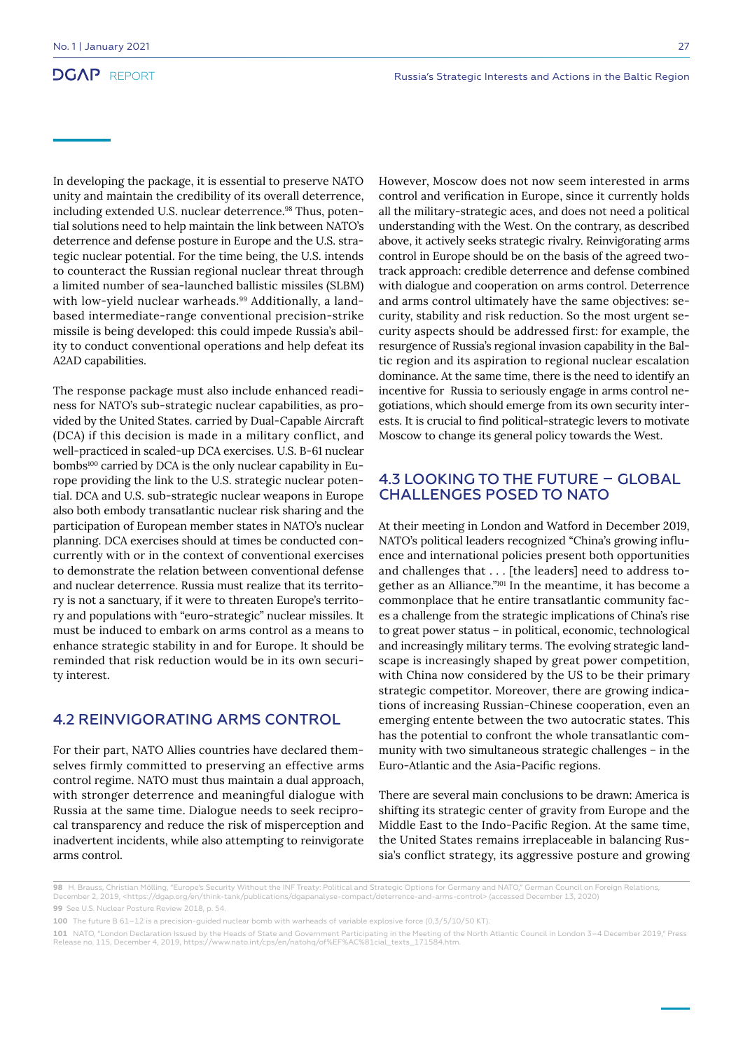In developing the package, it is essential to preserve NATO unity and maintain the credibility of its overall deterrence, including extended U.S. nuclear deterrence.[98] Thus, potential solutions need to help maintain the link between NATO's deterrence and defense posture in Europe and the U.S. strategic nuclear potential. For the time being, the U.S. intends to counteract the Russian regional nuclear threat through a limited number of sea-launched ballistic missiles (SLBM) with low-yield nuclear warheads.[99] Additionally, a land-based intermediate-range conventional precision-strike missile is being developed: this could impede Russia's ability to conduct conventional operations and help defeat its A2AD capabilities.

The response package must also include enhanced readiness for NATO's sub-strategic nuclear capabilities, as provided by the United States. carried by Dual-Capable Aircraft (DCA) if this decision is made in a military conflict, and well-practiced in scaled-up DCA exercises. U.S. B-61 nuclear bombs[100] carried by DCA is the only nuclear capability in Europe providing the link to the U.S. strategic nuclear potential. DCA and U.S. sub-strategic nuclear weapons in Europe also both embody transatlantic nuclear risk sharing and the participation of European member states in NATO's nuclear planning. DCA exercises should at times be conducted concurrently with or in the context of conventional exercises to demonstrate the relation between conventional defense and nuclear deterrence. Russia must realize that its territory is not a sanctuary, if it were to threaten Europe's territory and populations with "euro-strategic" nuclear missiles. It must be induced to embark on arms control as a means to enhance strategic stability in and for Europe. It should be reminded that risk reduction would be in its own security interest.

## 4.2 REINVIGORATING ARMS CONTROL

For their part, NATO Allies countries have declared themselves firmly committed to preserving an effective arms control regime. NATO must thus maintain a dual approach, with stronger deterrence and meaningful dialogue with Russia at the same time. Dialogue needs to seek reciprocal transparency and reduce the risk of misperception and inadvertent incidents, while also attempting to reinvigorate arms control.

However, Moscow does not now seem interested in arms control and verification in Europe, since it currently holds all the military-strategic aces, and does not need a political understanding with the West. On the contrary, as described above, it actively seeks strategic rivalry. Reinvigorating arms control in Europe should be on the basis of the agreed two-track approach: credible deterrence and defense combined with dialogue and cooperation on arms control. Deterrence and arms control ultimately have the same objectives: security, stability and risk reduction. So the most urgent security aspects should be addressed first: for example, the resurgence of Russia's regional invasion capability in the Baltic region and its aspiration to regional nuclear escalation dominance. At the same time, there is the need to identify an incentive for Russia to seriously engage in arms control negotiations, which should emerge from its own security interests. It is crucial to find political-strategic levers to motivate Moscow to change its general policy towards the West.

## 4.3 LOOKING TO THE FUTURE – GLOBAL CHALLENGES POSED TO NATO

At their meeting in London and Watford in December 2019, NATO's political leaders recognized "China's growing influence and international policies present both opportunities and challenges that . . . [the leaders] need to address together as an Alliance."[101] In the meantime, it has become a commonplace that he entire transatlantic community faces a challenge from the strategic implications of China's rise to great power status – in political, economic, technological and increasingly military terms. The evolving strategic landscape is increasingly shaped by great power competition, with China now considered by the US to be their primary strategic competitor. Moreover, there are growing indications of increasing Russian-Chinese cooperation, even an emerging entente between the two autocratic states. This has the potential to confront the whole transatlantic community with two simultaneous strategic challenges – in the Euro-Atlantic and the Asia-Pacific regions.

There are several main conclusions to be drawn: America is shifting its strategic center of gravity from Europe and the Middle East to the Indo-Pacific Region. At the same time, the United States remains irreplaceable in balancing Russia's conflict strategy, its aggressive posture and growing

---

98 H. Brauss, Christian Mölling, "Europe's Security Without the INF Treaty: Political and Strategic Options for Germany and NATO," German Council on Foreign Relations, December 2, 2019, <https://dgap.org/en/think-tank/publications/dgapanalyse-compact/deterrence-and-arms-control> (accessed December 13, 2020)

99 See U.S. Nuclear Posture Review 2018, p. 54.

100 The future B 61–12 is a precision-guided nuclear bomb with warheads of variable explosive force (0,3/5/10/50 KT).

101 NATO, "London Declaration Issued by the Heads of State and Government Participating in the Meeting of the North Atlantic Council in London 3–4 December 2019," Press Release no. 115, December 4, 2019, https://www.nato.int/cps/en/natohq/of%EF%AC%81cial_texts_171584.htm.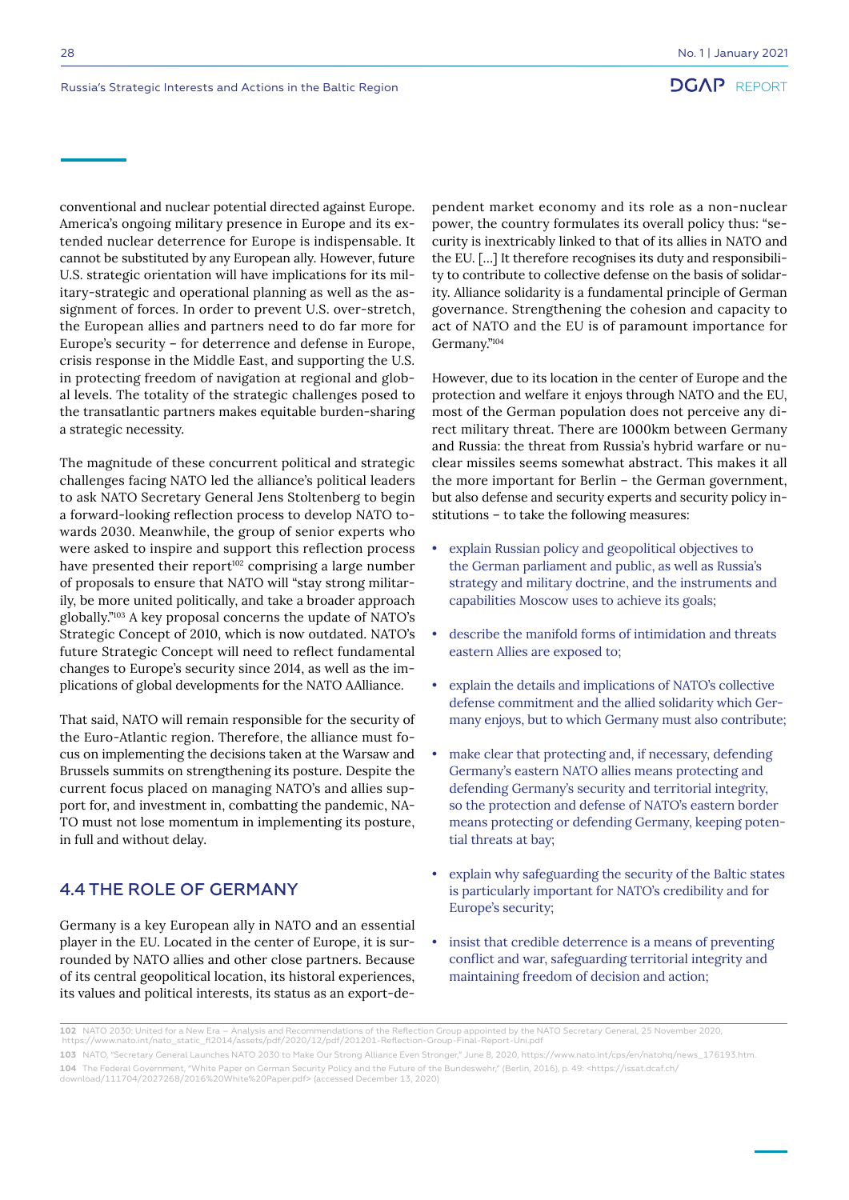conventional and nuclear potential directed against Europe. America's ongoing military presence in Europe and its extended nuclear deterrence for Europe is indispensable. It cannot be substituted by any European ally. However, future U.S. strategic orientation will have implications for its military-strategic and operational planning as well as the assignment of forces. In order to prevent U.S. over-stretch, the European allies and partners need to do far more for Europe's security – for deterrence and defense in Europe, crisis response in the Middle East, and supporting the U.S. in protecting freedom of navigation at regional and global levels. The totality of the strategic challenges posed to the transatlantic partners makes equitable burden-sharing a strategic necessity.

The magnitude of these concurrent political and strategic challenges facing NATO led the alliance's political leaders to ask NATO Secretary General Jens Stoltenberg to begin a forward-looking reflection process to develop NATO towards 2030. Meanwhile, the group of senior experts who were asked to inspire and support this reflection process have presented their report[102] comprising a large number of proposals to ensure that NATO will "stay strong militarily, be more united politically, and take a broader approach globally."[103] A key proposal concerns the update of NATO's Strategic Concept of 2010, which is now outdated. NATO's future Strategic Concept will need to reflect fundamental changes to Europe's security since 2014, as well as the implications of global developments for the NATO AAlliance.

That said, NATO will remain responsible for the security of the Euro-Atlantic region. Therefore, the alliance must focus on implementing the decisions taken at the Warsaw and Brussels summits on strengthening its posture. Despite the current focus placed on managing NATO's and allies support for, and investment in, combatting the pandemic, NATO must not lose momentum in implementing its posture, in full and without delay.

## 4.4 THE ROLE OF GERMANY

Germany is a key European ally in NATO and an essential player in the EU. Located in the center of Europe, it is surrounded by NATO allies and other close partners. Because of its central geopolitical location, its historal experiences, its values and political interests, its status as an export-dependent market economy and its role as a non-nuclear power, the country formulates its overall policy thus: "security is inextricably linked to that of its allies in NATO and the EU. […] It therefore recognises its duty and responsibility to contribute to collective defense on the basis of solidarity. Alliance solidarity is a fundamental principle of German governance. Strengthening the cohesion and capacity to act of NATO and the EU is of paramount importance for Germany."[104]

However, due to its location in the center of Europe and the protection and welfare it enjoys through NATO and the EU, most of the German population does not perceive any direct military threat. There are 1000km between Germany and Russia: the threat from Russia's hybrid warfare or nuclear missiles seems somewhat abstract. This makes it all the more important for Berlin – the German government, but also defense and security experts and security policy institutions – to take the following measures:

- explain Russian policy and geopolitical objectives to the German parliament and public, as well as Russia's strategy and military doctrine, and the instruments and capabilities Moscow uses to achieve its goals;
- describe the manifold forms of intimidation and threats eastern Allies are exposed to;
- explain the details and implications of NATO's collective defense commitment and the allied solidarity which Germany enjoys, but to which Germany must also contribute;
- make clear that protecting and, if necessary, defending Germany's eastern NATO allies means protecting and defending Germany's security and territorial integrity, so the protection and defense of NATO's eastern border means protecting or defending Germany, keeping potential threats at bay;
- explain why safeguarding the security of the Baltic states is particularly important for NATO's credibility and for Europe's security;
- insist that credible deterrence is a means of preventing conflict and war, safeguarding territorial integrity and maintaining freedom of decision and action;

---

102 NATO 2030: United for a New Era – Analysis and Recommendations of the Reflection Group appointed by the NATO Secretary General, 25 November 2020, https://www.nato.int/nato_static_fl2014/assets/pdf/2020/12/pdf/201201-Reflection-Group-Final-Report-Uni.pdf

103 NATO, "Secretary General Launches NATO 2030 to Make Our Strong Alliance Even Stronger," June 8, 2020, https://www.nato.int/cps/en/natohq/news_176193.htm.

104 The Federal Government, "White Paper on German Security Policy and the Future of the Bundeswehr," (Berlin, 2016), p. 49: <https://issat.dcaf.ch/download/111704/2027268/2016%20White%20Paper.pdf> (accessed December 13, 2020)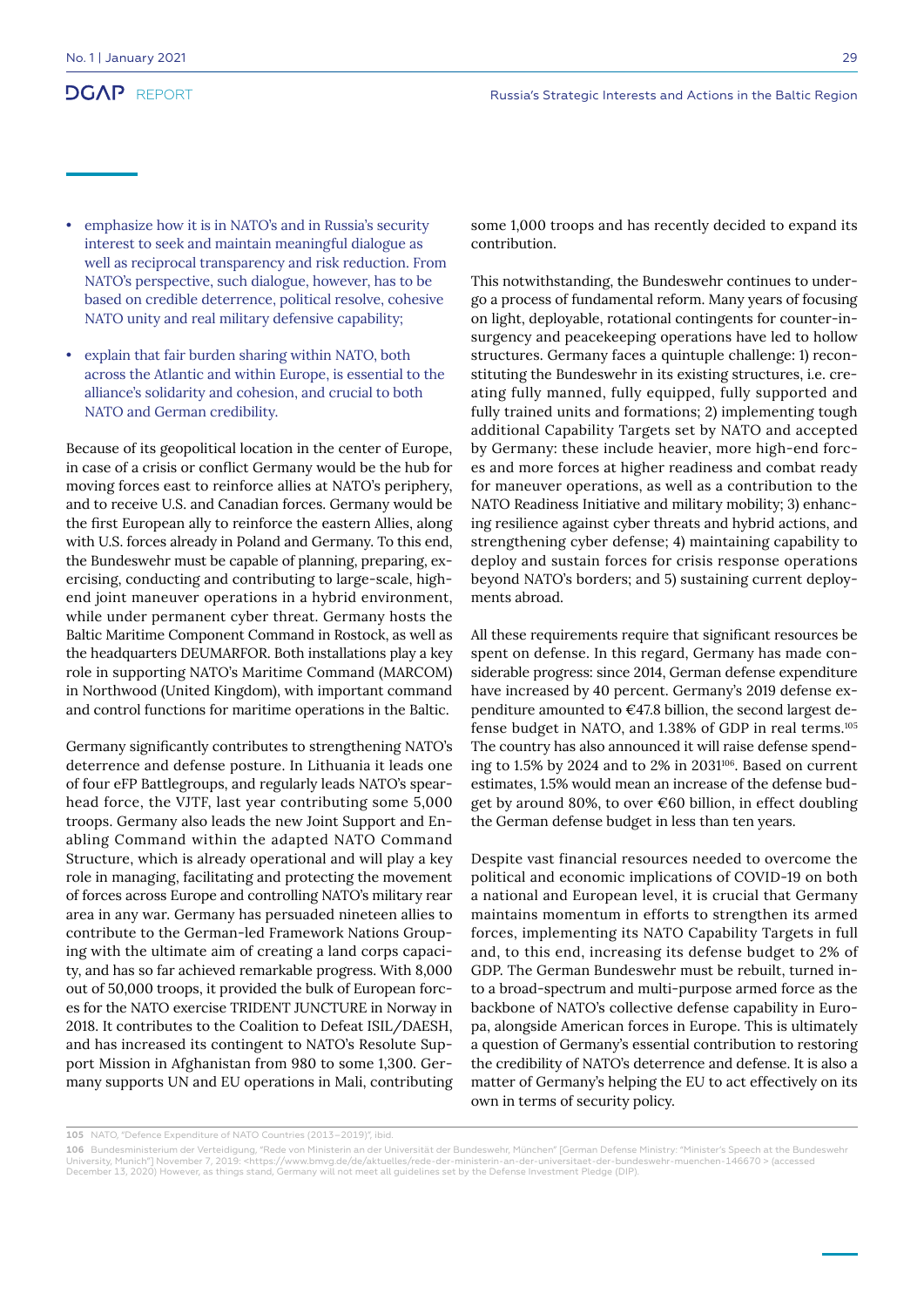- emphasize how it is in NATO's and in Russia's security interest to seek and maintain meaningful dialogue as well as reciprocal transparency and risk reduction. From NATO's perspective, such dialogue, however, has to be based on credible deterrence, political resolve, cohesive NATO unity and real military defensive capability;
- explain that fair burden sharing within NATO, both across the Atlantic and within Europe, is essential to the alliance's solidarity and cohesion, and crucial to both NATO and German credibility.

Because of its geopolitical location in the center of Europe, in case of a crisis or conflict Germany would be the hub for moving forces east to reinforce allies at NATO's periphery, and to receive U.S. and Canadian forces. Germany would be the first European ally to reinforce the eastern Allies, along with U.S. forces already in Poland and Germany. To this end, the Bundeswehr must be capable of planning, preparing, exercising, conducting and contributing to large-scale, high-end joint maneuver operations in a hybrid environment, while under permanent cyber threat. Germany hosts the Baltic Maritime Component Command in Rostock, as well as the headquarters DEUMARFOR. Both installations play a key role in supporting NATO's Maritime Command (MARCOM) in Northwood (United Kingdom), with important command and control functions for maritime operations in the Baltic.

Germany significantly contributes to strengthening NATO's deterrence and defense posture. In Lithuania it leads one of four eFP Battlegroups, and regularly leads NATO's spearhead force, the VJTF, last year contributing some 5,000 troops. Germany also leads the new Joint Support and Enabling Command within the adapted NATO Command Structure, which is already operational and will play a key role in managing, facilitating and protecting the movement of forces across Europe and controlling NATO's military rear area in any war. Germany has persuaded nineteen allies to contribute to the German-led Framework Nations Grouping with the ultimate aim of creating a land corps capacity, and has so far achieved remarkable progress. With 8,000 out of 50,000 troops, it provided the bulk of European forces for the NATO exercise TRIDENT JUNCTURE in Norway in 2018. It contributes to the Coalition to Defeat ISIL/DAESH, and has increased its contingent to NATO's Resolute Support Mission in Afghanistan from 980 to some 1,300. Germany supports UN and EU operations in Mali, contributing some 1,000 troops and has recently decided to expand its contribution.

This notwithstanding, the Bundeswehr continues to undergo a process of fundamental reform. Many years of focusing on light, deployable, rotational contingents for counter-insurgency and peacekeeping operations have led to hollow structures. Germany faces a quintuple challenge: 1) reconstituting the Bundeswehr in its existing structures, i.e. creating fully manned, fully equipped, fully supported and fully trained units and formations; 2) implementing tough additional Capability Targets set by NATO and accepted by Germany: these include heavier, more high-end forces and more forces at higher readiness and combat ready for maneuver operations, as well as a contribution to the NATO Readiness Initiative and military mobility; 3) enhancing resilience against cyber threats and hybrid actions, and strengthening cyber defense; 4) maintaining capability to deploy and sustain forces for crisis response operations beyond NATO's borders; and 5) sustaining current deployments abroad.

All these requirements require that significant resources be spent on defense. In this regard, Germany has made considerable progress: since 2014, German defense expenditure have increased by 40 percent. Germany's 2019 defense expenditure amounted to €47.8 billion, the second largest defense budget in NATO, and 1.38% of GDP in real terms.[105] The country has also announced it will raise defense spending to 1.5% by 2024 and to 2% in 2031[106]. Based on current estimates, 1.5% would mean an increase of the defense budget by around 80%, to over €60 billion, in effect doubling the German defense budget in less than ten years.

Despite vast financial resources needed to overcome the political and economic implications of COVID-19 on both a national and European level, it is crucial that Germany maintains momentum in efforts to strengthen its armed forces, implementing its NATO Capability Targets in full and, to this end, increasing its defense budget to 2% of GDP. The German Bundeswehr must be rebuilt, turned into a broad-spectrum and multi-purpose armed force as the backbone of NATO's collective defense capability in Europa, alongside American forces in Europe. This is ultimately a question of Germany's essential contribution to restoring the credibility of NATO's deterrence and defense. It is also a matter of Germany's helping the EU to act effectively on its own in terms of security policy.

---

**105** NATO, "Defence Expenditure of NATO Countries (2013–2019)", ibid.

**106** Bundesministerium der Verteidigung, "Rede von Ministerin an der Universität der Bundeswehr, München" [German Defense Ministry: "Minister's Speech at the Bundeswehr University, Munich"] November 7, 2019: <https://www.bmvg.de/de/aktuelles/rede-der-ministerin-an-der-universitaet-der-bundeswehr-muenchen-146670 > (accessed December 13, 2020) However, as things stand, Germany will not meet all guidelines set by the Defense Investment Pledge (DIP).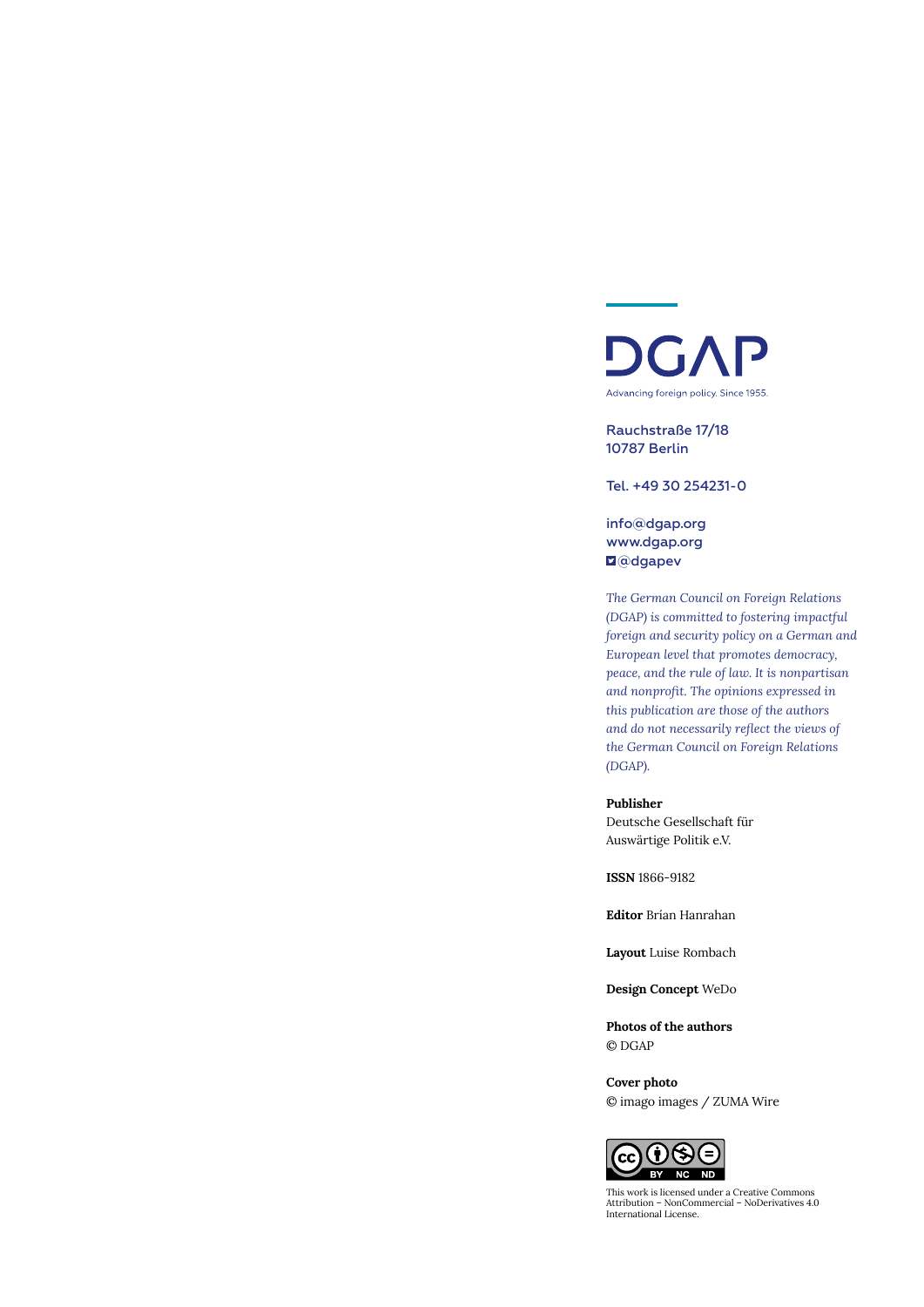DGAP

Advancing foreign policy. Since 1955.

Rauchstraße 17/18
10787 Berlin

Tel. +49 30 254231-0

info@dgap.org
www.dgap.org
@dgapev

*The German Council on Foreign Relations (DGAP) is committed to fostering impactful foreign and security policy on a German and European level that promotes democracy, peace, and the rule of law. It is nonpartisan and nonprofit. The opinions expressed in this publication are those of the authors and do not necessarily reflect the views of the German Council on Foreign Relations (DGAP).*

**Publisher**
Deutsche Gesellschaft für Auswärtige Politik e.V.

**ISSN** 1866-9182

**Editor** Brían Hanrahan

**Layout** Luise Rombach

**Design Concept** WeDo

**Photos of the authors**
© DGAP

**Cover photo**
© imago images / ZUMA Wire

This work is licensed under a Creative Commons Attribution – NonCommercial – NoDerivatives 4.0 International License.